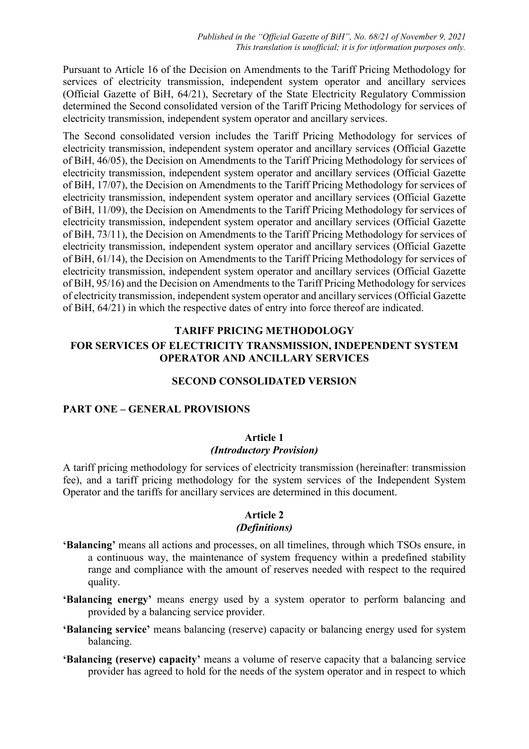*Published in the "Official Gazette of BiH", No. 68/21 of November 9, 2021*
*This translation is unofficial; it is for information purposes only.*

Pursuant to Article 16 of the Decision on Amendments to the Tariff Pricing Methodology for services of electricity transmission, independent system operator and ancillary services (Official Gazette of BiH, 64/21), Secretary of the State Electricity Regulatory Commission determined the Second consolidated version of the Tariff Pricing Methodology for services of electricity transmission, independent system operator and ancillary services.

The Second consolidated version includes the Tariff Pricing Methodology for services of electricity transmission, independent system operator and ancillary services (Official Gazette of BiH, 46/05), the Decision on Amendments to the Tariff Pricing Methodology for services of electricity transmission, independent system operator and ancillary services (Official Gazette of BiH, 17/07), the Decision on Amendments to the Tariff Pricing Methodology for services of electricity transmission, independent system operator and ancillary services (Official Gazette of BiH, 11/09), the Decision on Amendments to the Tariff Pricing Methodology for services of electricity transmission, independent system operator and ancillary services (Official Gazette of BiH, 73/11), the Decision on Amendments to the Tariff Pricing Methodology for services of electricity transmission, independent system operator and ancillary services (Official Gazette of BiH, 61/14), the Decision on Amendments to the Tariff Pricing Methodology for services of electricity transmission, independent system operator and ancillary services (Official Gazette of BiH, 95/16) and the Decision on Amendments to the Tariff Pricing Methodology for services of electricity transmission, independent system operator and ancillary services (Official Gazette of BiH, 64/21) in which the respective dates of entry into force thereof are indicated.

# TARIFF PRICING METHODOLOGY
# FOR SERVICES OF ELECTRICITY TRANSMISSION, INDEPENDENT SYSTEM OPERATOR AND ANCILLARY SERVICES

## SECOND CONSOLIDATED VERSION

## PART ONE – GENERAL PROVISIONS

### Article 1
*(Introductory Provision)*

A tariff pricing methodology for services of electricity transmission (hereinafter: transmission fee), and a tariff pricing methodology for the system services of the Independent System Operator and the tariffs for ancillary services are determined in this document.

### Article 2
*(Definitions)*

**'Balancing'** means all actions and processes, on all timelines, through which TSOs ensure, in a continuous way, the maintenance of system frequency within a predefined stability range and compliance with the amount of reserves needed with respect to the required quality.

**'Balancing energy'** means energy used by a system operator to perform balancing and provided by a balancing service provider.

**'Balancing service'** means balancing (reserve) capacity or balancing energy used for system balancing.

**'Balancing (reserve) capacity'** means a volume of reserve capacity that a balancing service provider has agreed to hold for the needs of the system operator and in respect to which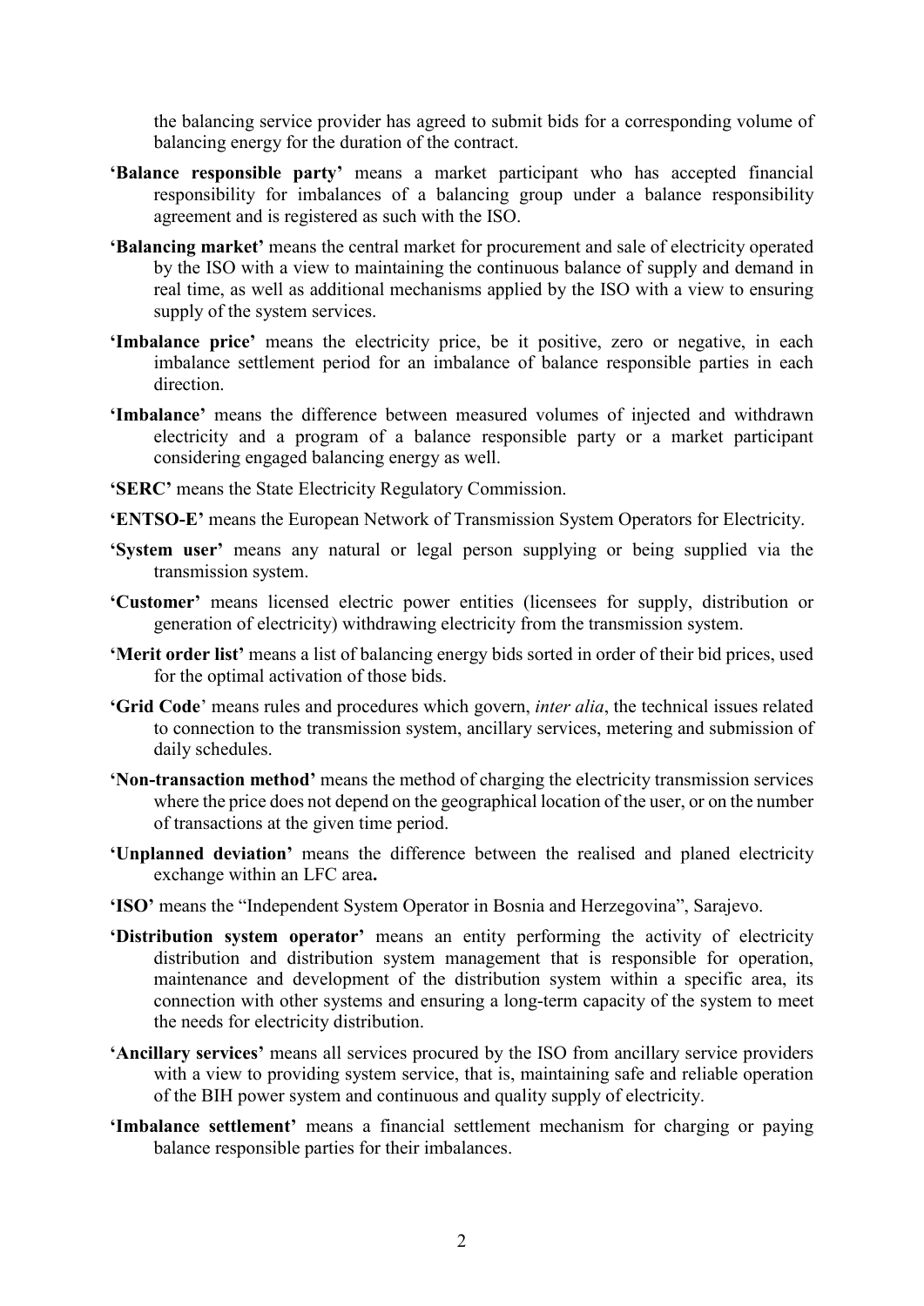the balancing service provider has agreed to submit bids for a corresponding volume of balancing energy for the duration of the contract.

**'Balance responsible party'** means a market participant who has accepted financial responsibility for imbalances of a balancing group under a balance responsibility agreement and is registered as such with the ISO.

**'Balancing market'** means the central market for procurement and sale of electricity operated by the ISO with a view to maintaining the continuous balance of supply and demand in real time, as well as additional mechanisms applied by the ISO with a view to ensuring supply of the system services.

**'Imbalance price'** means the electricity price, be it positive, zero or negative, in each imbalance settlement period for an imbalance of balance responsible parties in each direction.

**'Imbalance'** means the difference between measured volumes of injected and withdrawn electricity and a program of a balance responsible party or a market participant considering engaged balancing energy as well.

**'SERC'** means the State Electricity Regulatory Commission.

**'ENTSO-E'** means the European Network of Transmission System Operators for Electricity.

**'System user'** means any natural or legal person supplying or being supplied via the transmission system.

**'Customer'** means licensed electric power entities (licensees for supply, distribution or generation of electricity) withdrawing electricity from the transmission system.

**'Merit order list'** means a list of balancing energy bids sorted in order of their bid prices, used for the optimal activation of those bids.

**'Grid Code'** means rules and procedures which govern, *inter alia*, the technical issues related to connection to the transmission system, ancillary services, metering and submission of daily schedules.

**'Non-transaction method'** means the method of charging the electricity transmission services where the price does not depend on the geographical location of the user, or on the number of transactions at the given time period.

**'Unplanned deviation'** means the difference between the realised and planed electricity exchange within an LFC area**.**

**'ISO'** means the "Independent System Operator in Bosnia and Herzegovina", Sarajevo.

**'Distribution system operator'** means an entity performing the activity of electricity distribution and distribution system management that is responsible for operation, maintenance and development of the distribution system within a specific area, its connection with other systems and ensuring a long-term capacity of the system to meet the needs for electricity distribution.

**'Ancillary services'** means all services procured by the ISO from ancillary service providers with a view to providing system service, that is, maintaining safe and reliable operation of the BIH power system and continuous and quality supply of electricity.

**'Imbalance settlement'** means a financial settlement mechanism for charging or paying balance responsible parties for their imbalances.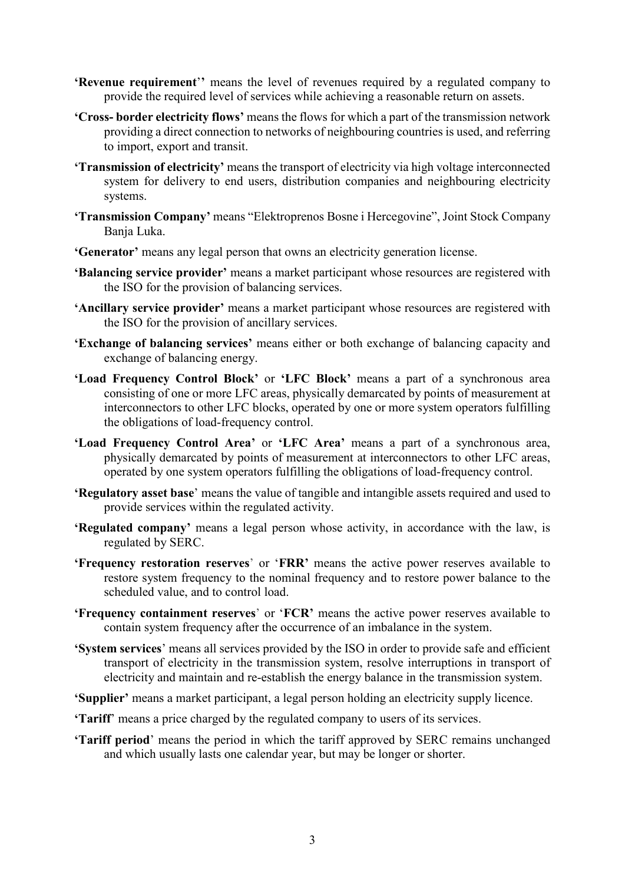**'Revenue requirement''** means the level of revenues required by a regulated company to provide the required level of services while achieving a reasonable return on assets.

**'Cross- border electricity flows'** means the flows for which a part of the transmission network providing a direct connection to networks of neighbouring countries is used, and referring to import, export and transit.

**'Transmission of electricity'** means the transport of electricity via high voltage interconnected system for delivery to end users, distribution companies and neighbouring electricity systems.

**'Transmission Company'** means "Elektroprenos Bosne i Hercegovine", Joint Stock Company Banja Luka.

**'Generator'** means any legal person that owns an electricity generation license.

**'Balancing service provider'** means a market participant whose resources are registered with the ISO for the provision of balancing services.

**'Ancillary service provider'** means a market participant whose resources are registered with the ISO for the provision of ancillary services.

**'Exchange of balancing services'** means either or both exchange of balancing capacity and exchange of balancing energy.

**'Load Frequency Control Block'** or **'LFC Block'** means a part of a synchronous area consisting of one or more LFC areas, physically demarcated by points of measurement at interconnectors to other LFC blocks, operated by one or more system operators fulfilling the obligations of load-frequency control.

**'Load Frequency Control Area'** or **'LFC Area'** means a part of a synchronous area, physically demarcated by points of measurement at interconnectors to other LFC areas, operated by one system operators fulfilling the obligations of load-frequency control.

**'Regulatory asset base'** means the value of tangible and intangible assets required and used to provide services within the regulated activity.

**'Regulated company'** means a legal person whose activity, in accordance with the law, is regulated by SERC.

**'Frequency restoration reserves'** or '**FRR'** means the active power reserves available to restore system frequency to the nominal frequency and to restore power balance to the scheduled value, and to control load.

**'Frequency containment reserves'** or '**FCR'** means the active power reserves available to contain system frequency after the occurrence of an imbalance in the system.

**'System services'** means all services provided by the ISO in order to provide safe and efficient transport of electricity in the transmission system, resolve interruptions in transport of electricity and maintain and re-establish the energy balance in the transmission system.

**'Supplier'** means a market participant, a legal person holding an electricity supply licence.

**'Tariff'** means a price charged by the regulated company to users of its services.

**'Tariff period'** means the period in which the tariff approved by SERC remains unchanged and which usually lasts one calendar year, but may be longer or shorter.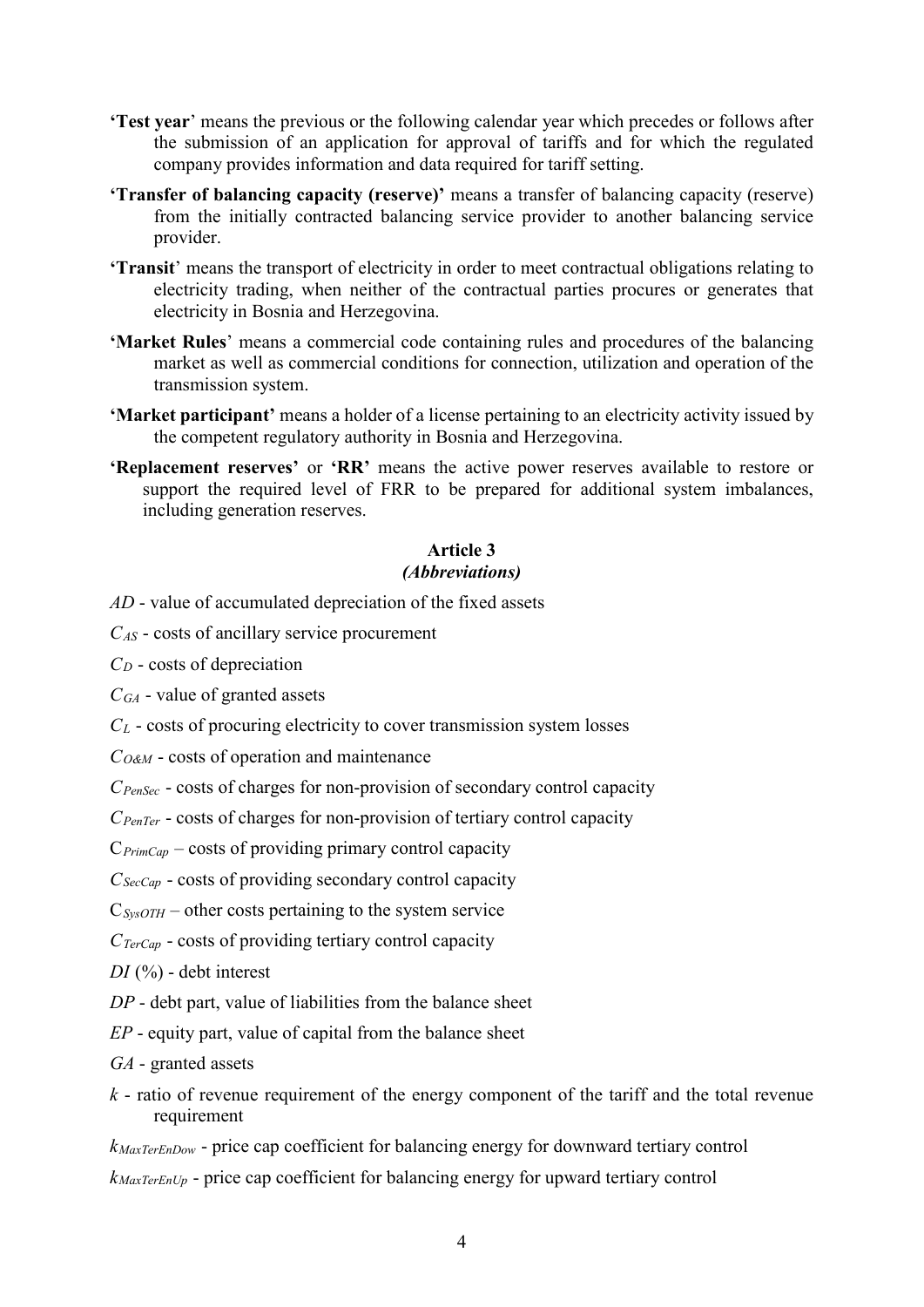**'Test year'** means the previous or the following calendar year which precedes or follows after the submission of an application for approval of tariffs and for which the regulated company provides information and data required for tariff setting.

**'Transfer of balancing capacity (reserve)'** means a transfer of balancing capacity (reserve) from the initially contracted balancing service provider to another balancing service provider.

**'Transit'** means the transport of electricity in order to meet contractual obligations relating to electricity trading, when neither of the contractual parties procures or generates that electricity in Bosnia and Herzegovina.

**'Market Rules'** means a commercial code containing rules and procedures of the balancing market as well as commercial conditions for connection, utilization and operation of the transmission system.

**'Market participant'** means a holder of a license pertaining to an electricity activity issued by the competent regulatory authority in Bosnia and Herzegovina.

**'Replacement reserves'** or **'RR'** means the active power reserves available to restore or support the required level of FRR to be prepared for additional system imbalances, including generation reserves.

**Article 3**
***(Abbreviations)***

$AD$ - value of accumulated depreciation of the fixed assets

$C_{AS}$ - costs of ancillary service procurement

$C_D$ - costs of depreciation

$C_{GA}$ - value of granted assets

$C_L$ - costs of procuring electricity to cover transmission system losses

$C_{O\&M}$ - costs of operation and maintenance

$C_{PenSec}$ - costs of charges for non-provision of secondary control capacity

$C_{PenTer}$ - costs of charges for non-provision of tertiary control capacity

$C_{PrimCap}$ – costs of providing primary control capacity

$C_{SecCap}$ - costs of providing secondary control capacity

$C_{SysOTH}$ – other costs pertaining to the system service

$C_{TerCap}$ - costs of providing tertiary control capacity

$DI$ (%) - debt interest

$DP$ - debt part, value of liabilities from the balance sheet

$EP$ - equity part, value of capital from the balance sheet

$GA$ - granted assets

$k$ - ratio of revenue requirement of the energy component of the tariff and the total revenue requirement

$k_{MaxTerEnDow}$ - price cap coefficient for balancing energy for downward tertiary control

$k_{MaxTerEnUp}$ - price cap coefficient for balancing energy for upward tertiary control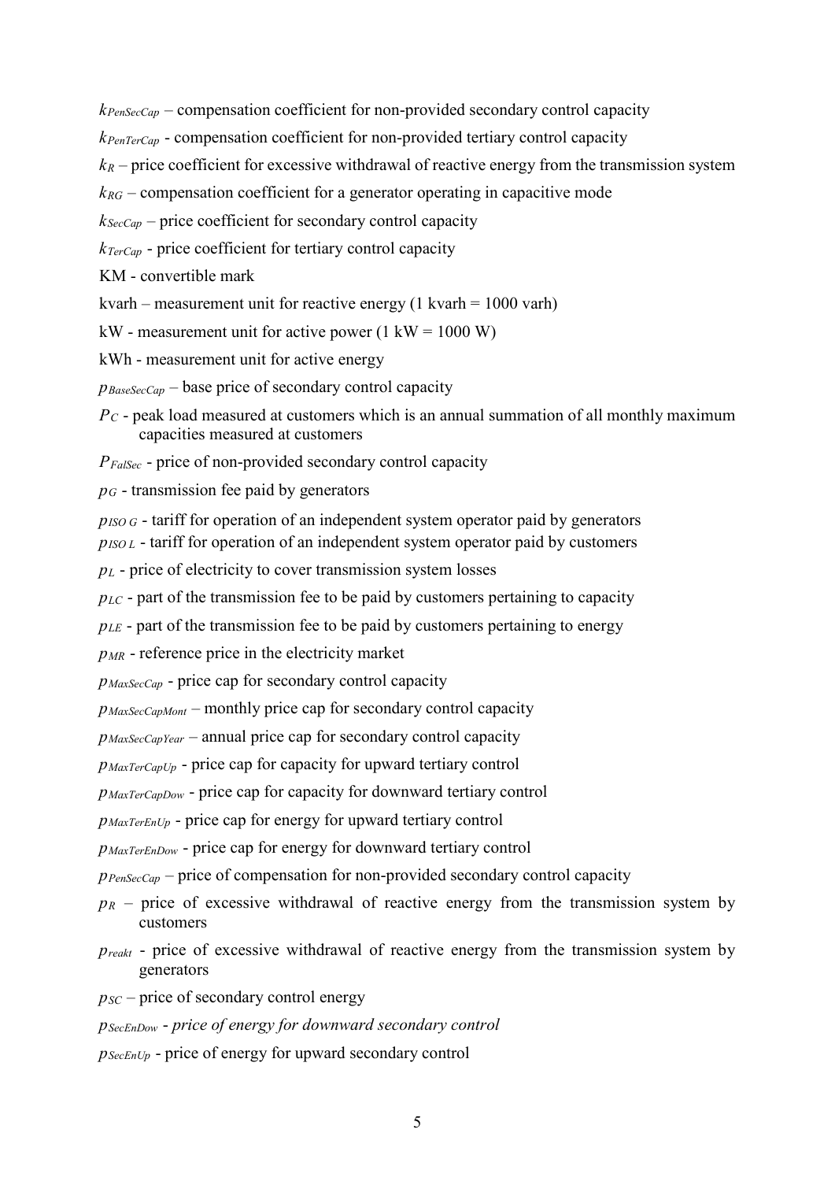$k_{PenSecCap}$ – compensation coefficient for non-provided secondary control capacity

$k_{PenTerCap}$ - compensation coefficient for non-provided tertiary control capacity

$k_R$ – price coefficient for excessive withdrawal of reactive energy from the transmission system

$k_{RG}$ – compensation coefficient for a generator operating in capacitive mode

$k_{SecCap}$ – price coefficient for secondary control capacity

$k_{TerCap}$ - price coefficient for tertiary control capacity

KM - convertible mark

kvarh – measurement unit for reactive energy (1 kvarh = 1000 varh)

kW - measurement unit for active power (1 kW = 1000 W)

kWh - measurement unit for active energy

$p_{BaseSecCap}$ – base price of secondary control capacity

$P_C$ - peak load measured at customers which is an annual summation of all monthly maximum capacities measured at customers

$P_{FalSec}$ - price of non-provided secondary control capacity

$p_G$ - transmission fee paid by generators

$p_{ISO\,G}$ - tariff for operation of an independent system operator paid by generators

$p_{ISO\,L}$ - tariff for operation of an independent system operator paid by customers

$p_L$ - price of electricity to cover transmission system losses

$p_{LC}$ - part of the transmission fee to be paid by customers pertaining to capacity

$p_{LE}$ - part of the transmission fee to be paid by customers pertaining to energy

$p_{MR}$ - reference price in the electricity market

$p_{MaxSecCap}$ - price cap for secondary control capacity

$p_{MaxSecCapMont}$ – monthly price cap for secondary control capacity

$p_{MaxSecCapYear}$ – annual price cap for secondary control capacity

$p_{MaxTerCapUp}$ - price cap for capacity for upward tertiary control

$p_{MaxTerCapDow}$ - price cap for capacity for downward tertiary control

$p_{MaxTerEnUp}$ - price cap for energy for upward tertiary control

$p_{MaxTerEnDow}$ - price cap for energy for downward tertiary control

$p_{PenSecCap}$ – price of compensation for non-provided secondary control capacity

$p_R$ – price of excessive withdrawal of reactive energy from the transmission system by customers

$p_{reakt}$ - price of excessive withdrawal of reactive energy from the transmission system by generators

$p_{SC}$ – price of secondary control energy

$p_{SecEnDow}$ - *price of energy for downward secondary control*

$p_{SecEnUp}$ - price of energy for upward secondary control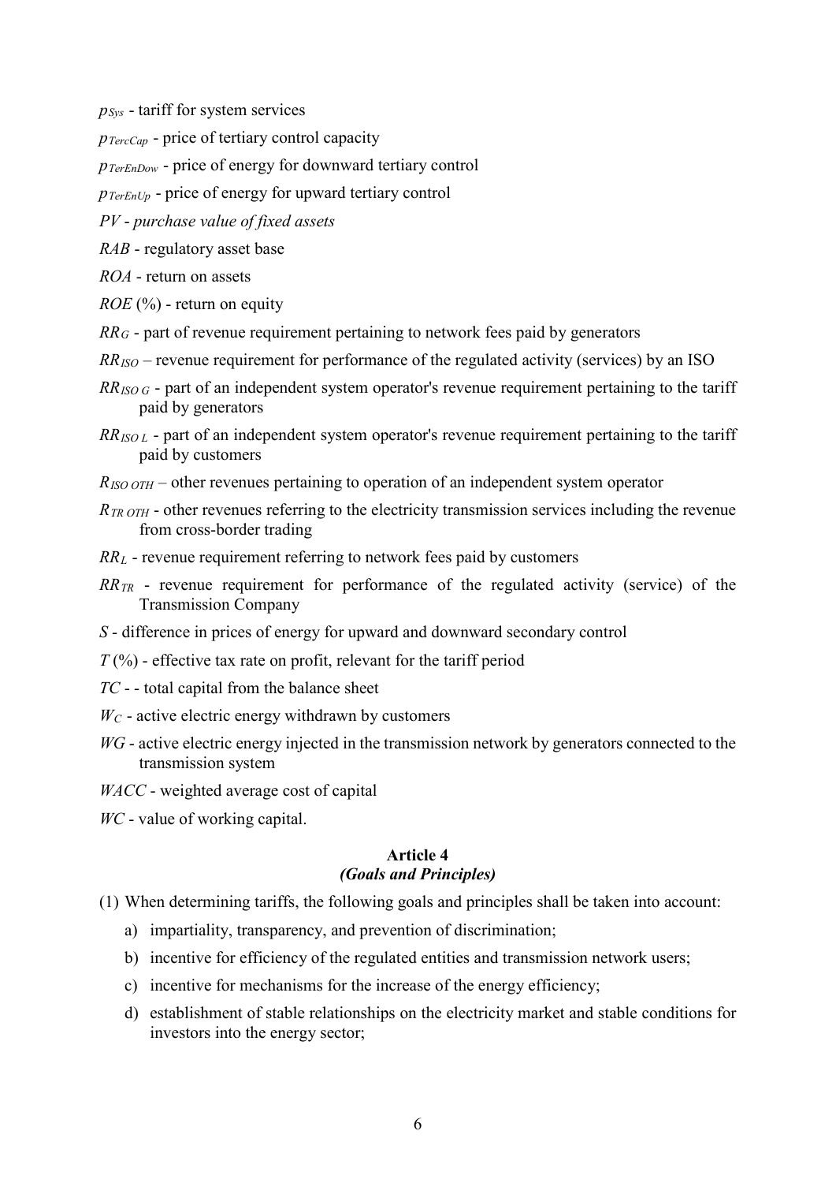$p_{Sys}$ - tariff for system services

$p_{TercCap}$ - price of tertiary control capacity

$p_{TerEnDow}$ - price of energy for downward tertiary control

$p_{TerEnUp}$ - price of energy for upward tertiary control

*PV - purchase value of fixed assets*

*RAB* - regulatory asset base

*ROA* - return on assets

*ROE* (%) - return on equity

$RR_G$ - part of revenue requirement pertaining to network fees paid by generators

$RR_{ISO}$ – revenue requirement for performance of the regulated activity (services) by an ISO

$RR_{ISO\ G}$ - part of an independent system operator's revenue requirement pertaining to the tariff paid by generators

$RR_{ISO\ L}$ - part of an independent system operator's revenue requirement pertaining to the tariff paid by customers

$R_{ISO\ OTH}$ – other revenues pertaining to operation of an independent system operator

$R_{TR\ OTH}$ - other revenues referring to the electricity transmission services including the revenue from cross-border trading

$RR_L$ - revenue requirement referring to network fees paid by customers

$RR_{TR}$ - revenue requirement for performance of the regulated activity (service) of the Transmission Company

*S* - difference in prices of energy for upward and downward secondary control

*T* (%) - effective tax rate on profit, relevant for the tariff period

*TC* - - total capital from the balance sheet

$W_C$ - active electric energy withdrawn by customers

*WG* - active electric energy injected in the transmission network by generators connected to the transmission system

*WACC* - weighted average cost of capital

*WC* - value of working capital.

**Article 4**
***(Goals and Principles)***

(1) When determining tariffs, the following goals and principles shall be taken into account:

a) impartiality, transparency, and prevention of discrimination;

b) incentive for efficiency of the regulated entities and transmission network users;

c) incentive for mechanisms for the increase of the energy efficiency;

d) establishment of stable relationships on the electricity market and stable conditions for investors into the energy sector;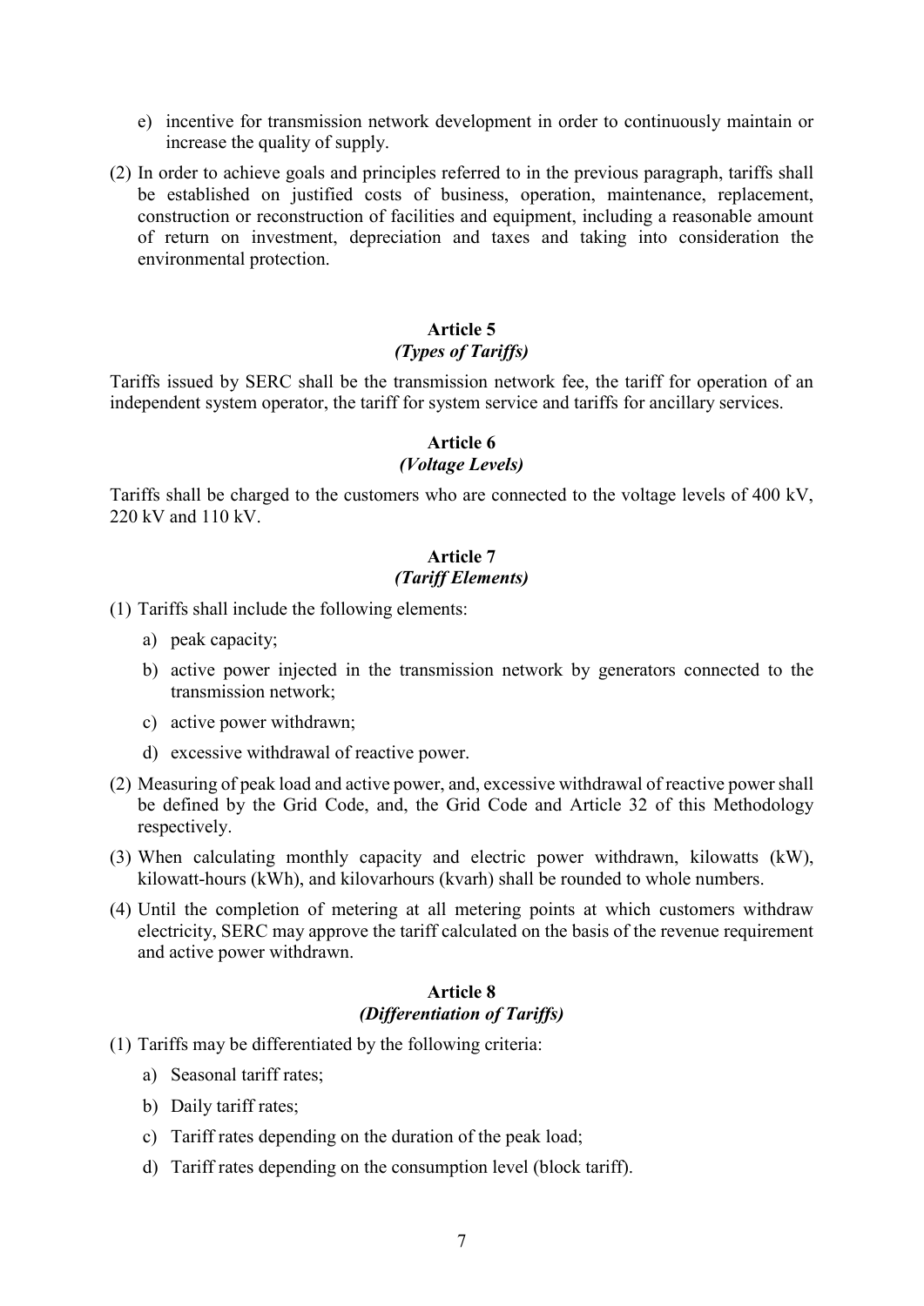e) incentive for transmission network development in order to continuously maintain or increase the quality of supply.

(2) In order to achieve goals and principles referred to in the previous paragraph, tariffs shall be established on justified costs of business, operation, maintenance, replacement, construction or reconstruction of facilities and equipment, including a reasonable amount of return on investment, depreciation and taxes and taking into consideration the environmental protection.

### Article 5
#### *(Types of Tariffs)*

Tariffs issued by SERC shall be the transmission network fee, the tariff for operation of an independent system operator, the tariff for system service and tariffs for ancillary services.

### Article 6
#### *(Voltage Levels)*

Tariffs shall be charged to the customers who are connected to the voltage levels of 400 kV, 220 kV and 110 kV.

### Article 7
#### *(Tariff Elements)*

(1) Tariffs shall include the following elements:

   a) peak capacity;

   b) active power injected in the transmission network by generators connected to the transmission network;

   c) active power withdrawn;

   d) excessive withdrawal of reactive power.

(2) Measuring of peak load and active power, and, excessive withdrawal of reactive power shall be defined by the Grid Code, and, the Grid Code and Article 32 of this Methodology respectively.

(3) When calculating monthly capacity and electric power withdrawn, kilowatts (kW), kilowatt-hours (kWh), and kilovarhours (kvarh) shall be rounded to whole numbers.

(4) Until the completion of metering at all metering points at which customers withdraw electricity, SERC may approve the tariff calculated on the basis of the revenue requirement and active power withdrawn.

### Article 8
#### *(Differentiation of Tariffs)*

(1) Tariffs may be differentiated by the following criteria:

   a) Seasonal tariff rates;

   b) Daily tariff rates;

   c) Tariff rates depending on the duration of the peak load;

   d) Tariff rates depending on the consumption level (block tariff).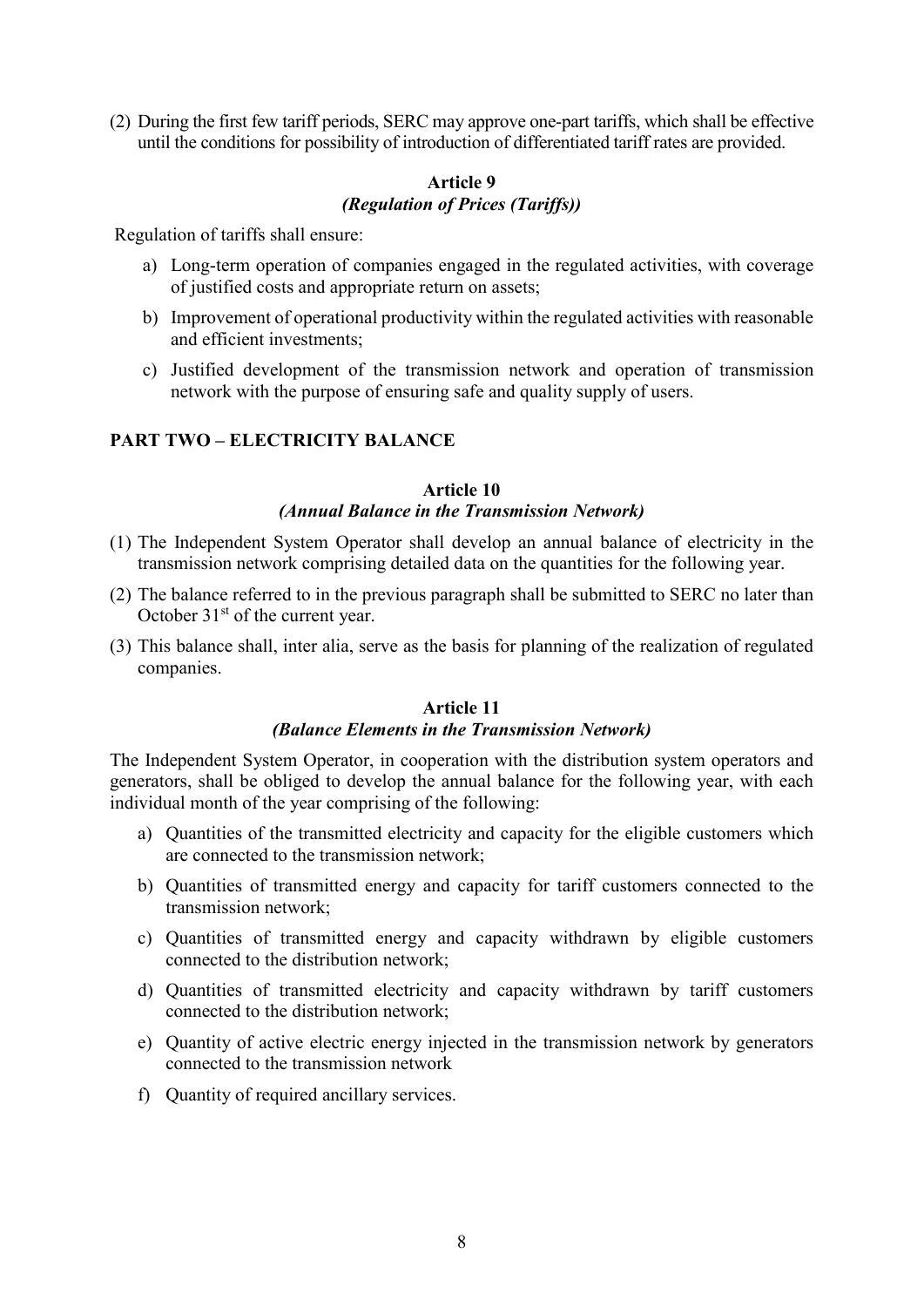(2) During the first few tariff periods, SERC may approve one-part tariffs, which shall be effective until the conditions for possibility of introduction of differentiated tariff rates are provided.

### Article 9
### *(Regulation of Prices (Tariffs))*

Regulation of tariffs shall ensure:

a) Long-term operation of companies engaged in the regulated activities, with coverage of justified costs and appropriate return on assets;

b) Improvement of operational productivity within the regulated activities with reasonable and efficient investments;

c) Justified development of the transmission network and operation of transmission network with the purpose of ensuring safe and quality supply of users.

## PART TWO – ELECTRICITY BALANCE

### Article 10
### *(Annual Balance in the Transmission Network)*

(1) The Independent System Operator shall develop an annual balance of electricity in the transmission network comprising detailed data on the quantities for the following year.

(2) The balance referred to in the previous paragraph shall be submitted to SERC no later than October 31st of the current year.

(3) This balance shall, inter alia, serve as the basis for planning of the realization of regulated companies.

### Article 11
### *(Balance Elements in the Transmission Network)*

The Independent System Operator, in cooperation with the distribution system operators and generators, shall be obliged to develop the annual balance for the following year, with each individual month of the year comprising of the following:

a) Quantities of the transmitted electricity and capacity for the eligible customers which are connected to the transmission network;

b) Quantities of transmitted energy and capacity for tariff customers connected to the transmission network;

c) Quantities of transmitted energy and capacity withdrawn by eligible customers connected to the distribution network;

d) Quantities of transmitted electricity and capacity withdrawn by tariff customers connected to the distribution network;

e) Quantity of active electric energy injected in the transmission network by generators connected to the transmission network

f) Quantity of required ancillary services.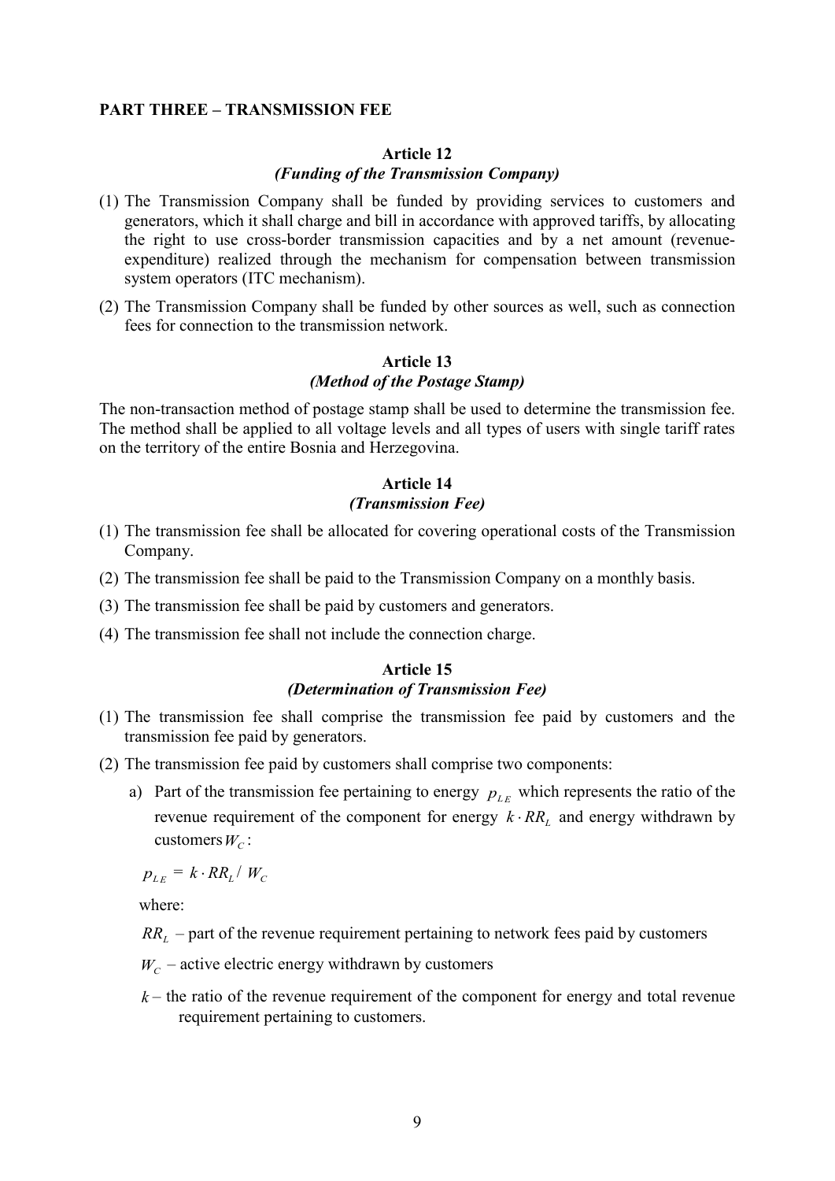## PART THREE – TRANSMISSION FEE

### Article 12
*(Funding of the Transmission Company)*

(1) The Transmission Company shall be funded by providing services to customers and generators, which it shall charge and bill in accordance with approved tariffs, by allocating the right to use cross-border transmission capacities and by a net amount (revenue-expenditure) realized through the mechanism for compensation between transmission system operators (ITC mechanism).

(2) The Transmission Company shall be funded by other sources as well, such as connection fees for connection to the transmission network.

### Article 13
*(Method of the Postage Stamp)*

The non-transaction method of postage stamp shall be used to determine the transmission fee. The method shall be applied to all voltage levels and all types of users with single tariff rates on the territory of the entire Bosnia and Herzegovina.

### Article 14
*(Transmission Fee)*

(1) The transmission fee shall be allocated for covering operational costs of the Transmission Company.

(2) The transmission fee shall be paid to the Transmission Company on a monthly basis.

(3) The transmission fee shall be paid by customers and generators.

(4) The transmission fee shall not include the connection charge.

### Article 15
*(Determination of Transmission Fee)*

(1) The transmission fee shall comprise the transmission fee paid by customers and the transmission fee paid by generators.

(2) The transmission fee paid by customers shall comprise two components:

a) Part of the transmission fee pertaining to energy $p_{LE}$ which represents the ratio of the revenue requirement of the component for energy $k \cdot RR_L$ and energy withdrawn by customers $W_C$:

$$p_{LE} = k \cdot RR_L / W_C$$

where:

$RR_L$ – part of the revenue requirement pertaining to network fees paid by customers

$W_C$ – active electric energy withdrawn by customers

$k$ – the ratio of the revenue requirement of the component for energy and total revenue requirement pertaining to customers.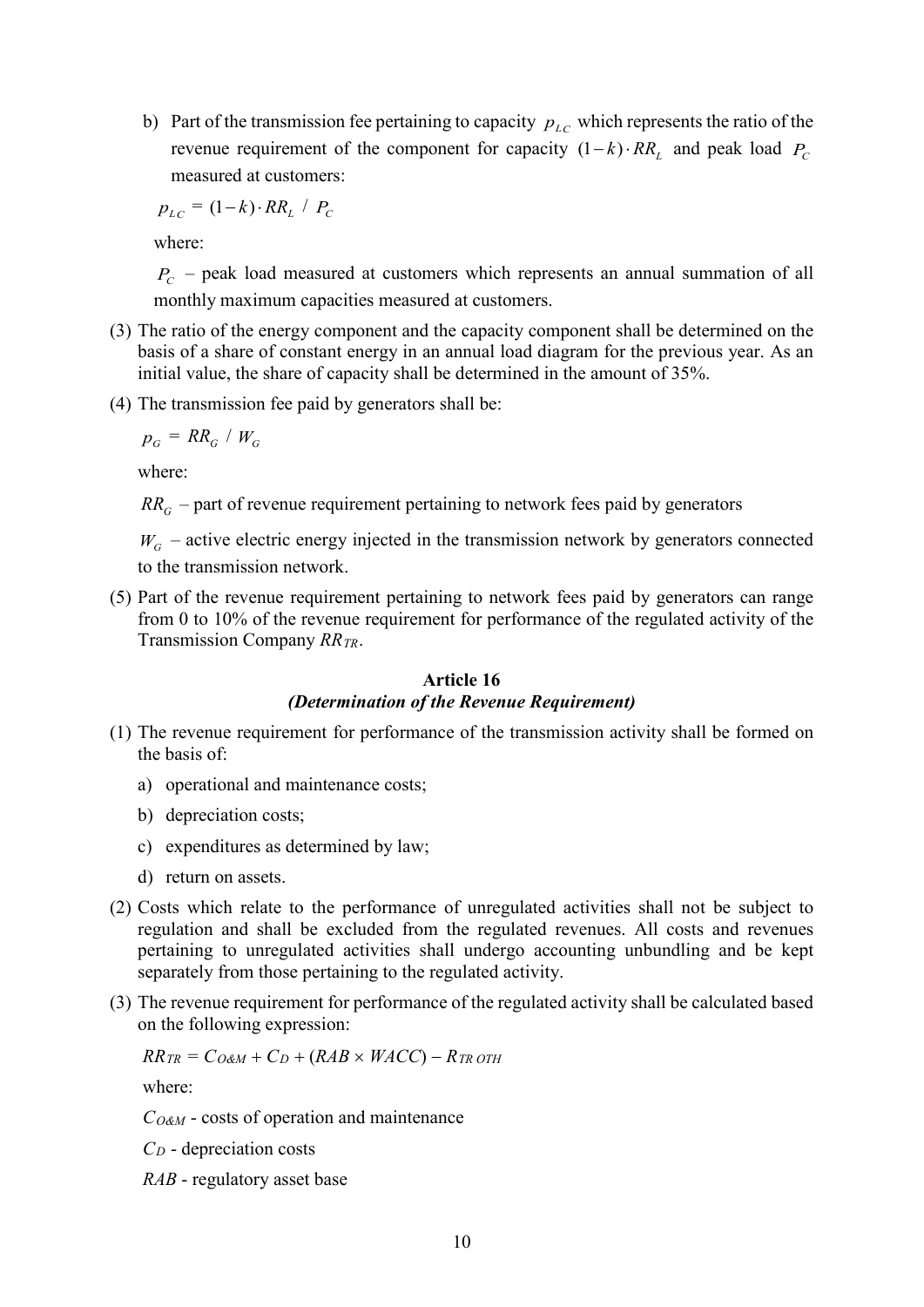b) Part of the transmission fee pertaining to capacity $p_{LC}$ which represents the ratio of the revenue requirement of the component for capacity $(1-k)\cdot RR_L$ and peak load $P_C$ measured at customers:

$$p_{LC} = (1-k)\cdot RR_L \;/\; P_C$$

where:

$P_C$ – peak load measured at customers which represents an annual summation of all monthly maximum capacities measured at customers.

(3) The ratio of the energy component and the capacity component shall be determined on the basis of a share of constant energy in an annual load diagram for the previous year. As an initial value, the share of capacity shall be determined in the amount of 35%.

(4) The transmission fee paid by generators shall be:

$$p_G = RR_G \;/\; W_G$$

where:

$RR_G$ – part of revenue requirement pertaining to network fees paid by generators

$W_G$ – active electric energy injected in the transmission network by generators connected to the transmission network.

(5) Part of the revenue requirement pertaining to network fees paid by generators can range from 0 to 10% of the revenue requirement for performance of the regulated activity of the Transmission Company $RR_{TR}$.

## Article 16
### *(Determination of the Revenue Requirement)*

(1) The revenue requirement for performance of the transmission activity shall be formed on the basis of:

a) operational and maintenance costs;

b) depreciation costs;

c) expenditures as determined by law;

d) return on assets.

(2) Costs which relate to the performance of unregulated activities shall not be subject to regulation and shall be excluded from the regulated revenues. All costs and revenues pertaining to unregulated activities shall undergo accounting unbundling and be kept separately from those pertaining to the regulated activity.

(3) The revenue requirement for performance of the regulated activity shall be calculated based on the following expression:

$$RR_{TR} = C_{O\&M} + C_D + (RAB \times WACC) - R_{TR\ OTH}$$

where:

$C_{O\&M}$ - costs of operation and maintenance

$C_D$ - depreciation costs

$RAB$ - regulatory asset base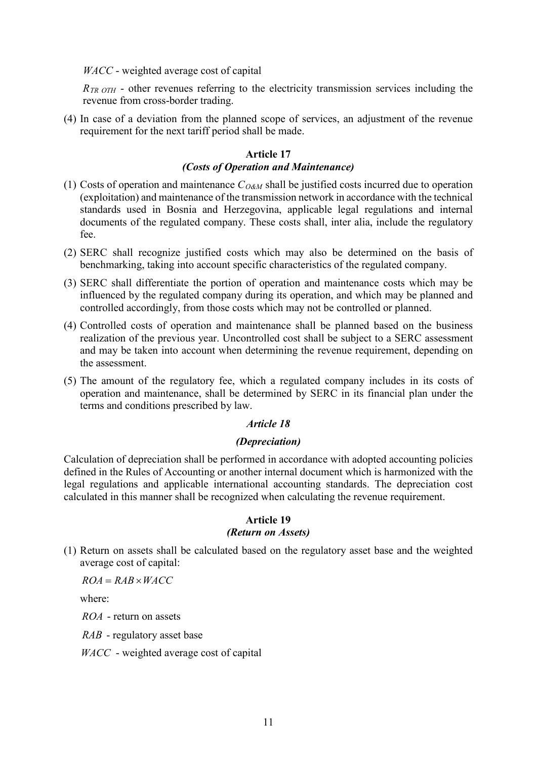$WACC$ - weighted average cost of capital

$R_{TR\ OTH}$ - other revenues referring to the electricity transmission services including the revenue from cross-border trading.

(4) In case of a deviation from the planned scope of services, an adjustment of the revenue requirement for the next tariff period shall be made.

### Article 17
### *(Costs of Operation and Maintenance)*

(1) Costs of operation and maintenance $C_{O\&M}$ shall be justified costs incurred due to operation (exploitation) and maintenance of the transmission network in accordance with the technical standards used in Bosnia and Herzegovina, applicable legal regulations and internal documents of the regulated company. These costs shall, inter alia, include the regulatory fee.

(2) SERC shall recognize justified costs which may also be determined on the basis of benchmarking, taking into account specific characteristics of the regulated company.

(3) SERC shall differentiate the portion of operation and maintenance costs which may be influenced by the regulated company during its operation, and which may be planned and controlled accordingly, from those costs which may not be controlled or planned.

(4) Controlled costs of operation and maintenance shall be planned based on the business realization of the previous year. Uncontrolled cost shall be subject to a SERC assessment and may be taken into account when determining the revenue requirement, depending on the assessment.

(5) The amount of the regulatory fee, which a regulated company includes in its costs of operation and maintenance, shall be determined by SERC in its financial plan under the terms and conditions prescribed by law.

### *Article 18*
### *(Depreciation)*

Calculation of depreciation shall be performed in accordance with adopted accounting policies defined in the Rules of Accounting or another internal document which is harmonized with the legal regulations and applicable international accounting standards. The depreciation cost calculated in this manner shall be recognized when calculating the revenue requirement.

### Article 19
### *(Return on Assets)*

(1) Return on assets shall be calculated based on the regulatory asset base and the weighted average cost of capital:

$$ROA = RAB \times WACC$$

where:

$ROA$ - return on assets

$RAB$ - regulatory asset base

$WACC$ - weighted average cost of capital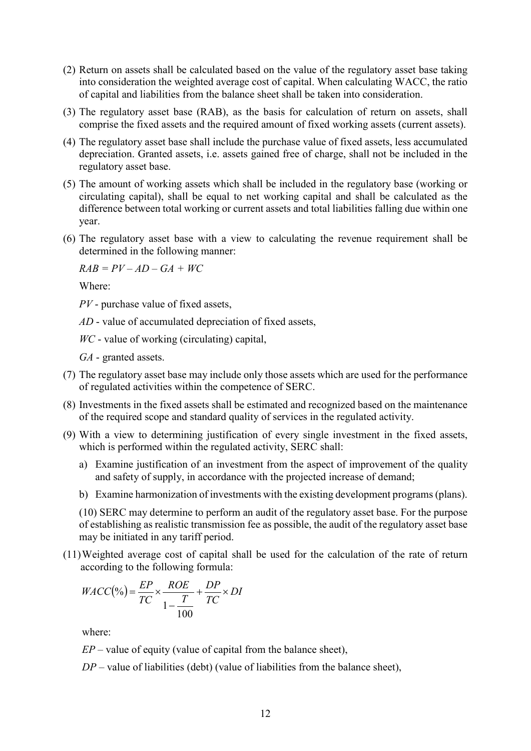(2) Return on assets shall be calculated based on the value of the regulatory asset base taking into consideration the weighted average cost of capital. When calculating WACC, the ratio of capital and liabilities from the balance sheet shall be taken into consideration.

(3) The regulatory asset base (RAB), as the basis for calculation of return on assets, shall comprise the fixed assets and the required amount of fixed working assets (current assets).

(4) The regulatory asset base shall include the purchase value of fixed assets, less accumulated depreciation. Granted assets, i.e. assets gained free of charge, shall not be included in the regulatory asset base.

(5) The amount of working assets which shall be included in the regulatory base (working or circulating capital), shall be equal to net working capital and shall be calculated as the difference between total working or current assets and total liabilities falling due within one year.

(6) The regulatory asset base with a view to calculating the revenue requirement shall be determined in the following manner:

$$RAB = PV - AD - GA + WC$$

Where:

$PV$ - purchase value of fixed assets,

$AD$ - value of accumulated depreciation of fixed assets,

$WC$ - value of working (circulating) capital,

$GA$ - granted assets.

(7) The regulatory asset base may include only those assets which are used for the performance of regulated activities within the competence of SERC.

(8) Investments in the fixed assets shall be estimated and recognized based on the maintenance of the required scope and standard quality of services in the regulated activity.

(9) With a view to determining justification of every single investment in the fixed assets, which is performed within the regulated activity, SERC shall:

a) Examine justification of an investment from the aspect of improvement of the quality and safety of supply, in accordance with the projected increase of demand;

b) Examine harmonization of investments with the existing development programs (plans).

(10) SERC may determine to perform an audit of the regulatory asset base. For the purpose of establishing as realistic transmission fee as possible, the audit of the regulatory asset base may be initiated in any tariff period.

(11) Weighted average cost of capital shall be used for the calculation of the rate of return according to the following formula:

$$WACC(\%) = \frac{EP}{TC} \times \frac{ROE}{1 - \frac{T}{100}} + \frac{DP}{TC} \times DI$$

where:

$EP$ – value of equity (value of capital from the balance sheet),

$DP$ – value of liabilities (debt) (value of liabilities from the balance sheet),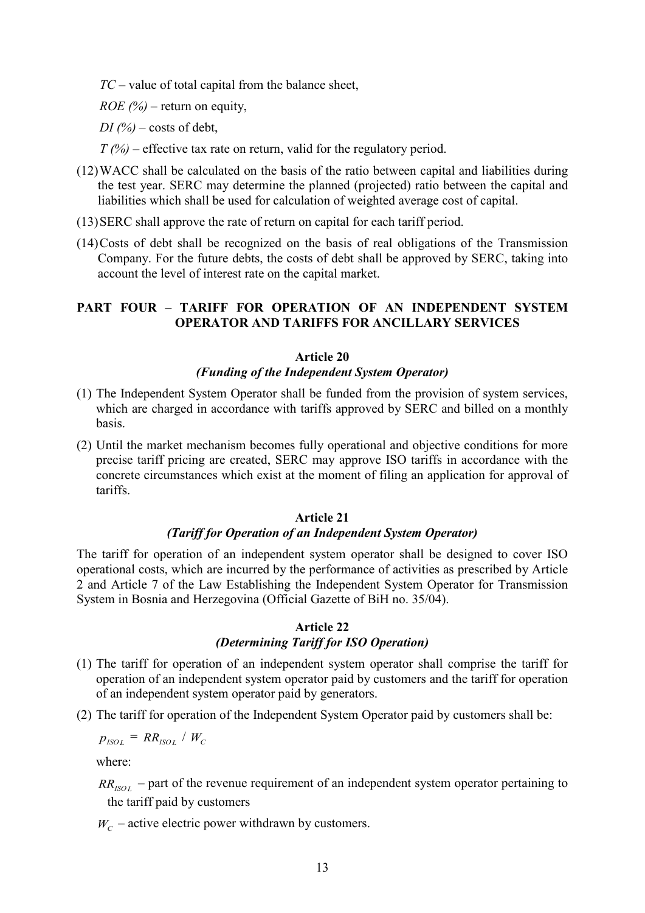$TC$ – value of total capital from the balance sheet,

$ROE\ (\%)$ – return on equity,

$DI\ (\%)$ – costs of debt,

$T\ (\%)$ – effective tax rate on return, valid for the regulatory period.

(12) WACC shall be calculated on the basis of the ratio between capital and liabilities during the test year. SERC may determine the planned (projected) ratio between the capital and liabilities which shall be used for calculation of weighted average cost of capital.

(13) SERC shall approve the rate of return on capital for each tariff period.

(14) Costs of debt shall be recognized on the basis of real obligations of the Transmission Company. For the future debts, the costs of debt shall be approved by SERC, taking into account the level of interest rate on the capital market.

## PART FOUR – TARIFF FOR OPERATION OF AN INDEPENDENT SYSTEM OPERATOR AND TARIFFS FOR ANCILLARY SERVICES

### Article 20
### *(Funding of the Independent System Operator)*

(1) The Independent System Operator shall be funded from the provision of system services, which are charged in accordance with tariffs approved by SERC and billed on a monthly basis.

(2) Until the market mechanism becomes fully operational and objective conditions for more precise tariff pricing are created, SERC may approve ISO tariffs in accordance with the concrete circumstances which exist at the moment of filing an application for approval of tariffs.

### Article 21
### *(Tariff for Operation of an Independent System Operator)*

The tariff for operation of an independent system operator shall be designed to cover ISO operational costs, which are incurred by the performance of activities as prescribed by Article 2 and Article 7 of the Law Establishing the Independent System Operator for Transmission System in Bosnia and Herzegovina (Official Gazette of BiH no. 35/04).

### Article 22
### *(Determining Tariff for ISO Operation)*

(1) The tariff for operation of an independent system operator shall comprise the tariff for operation of an independent system operator paid by customers and the tariff for operation of an independent system operator paid by generators.

(2) The tariff for operation of the Independent System Operator paid by customers shall be:

$$p_{ISO\,L} = RR_{ISO\,L} \,/\, W_C$$

where:

$RR_{ISO\,L}$ – part of the revenue requirement of an independent system operator pertaining to the tariff paid by customers

$W_C$ – active electric power withdrawn by customers.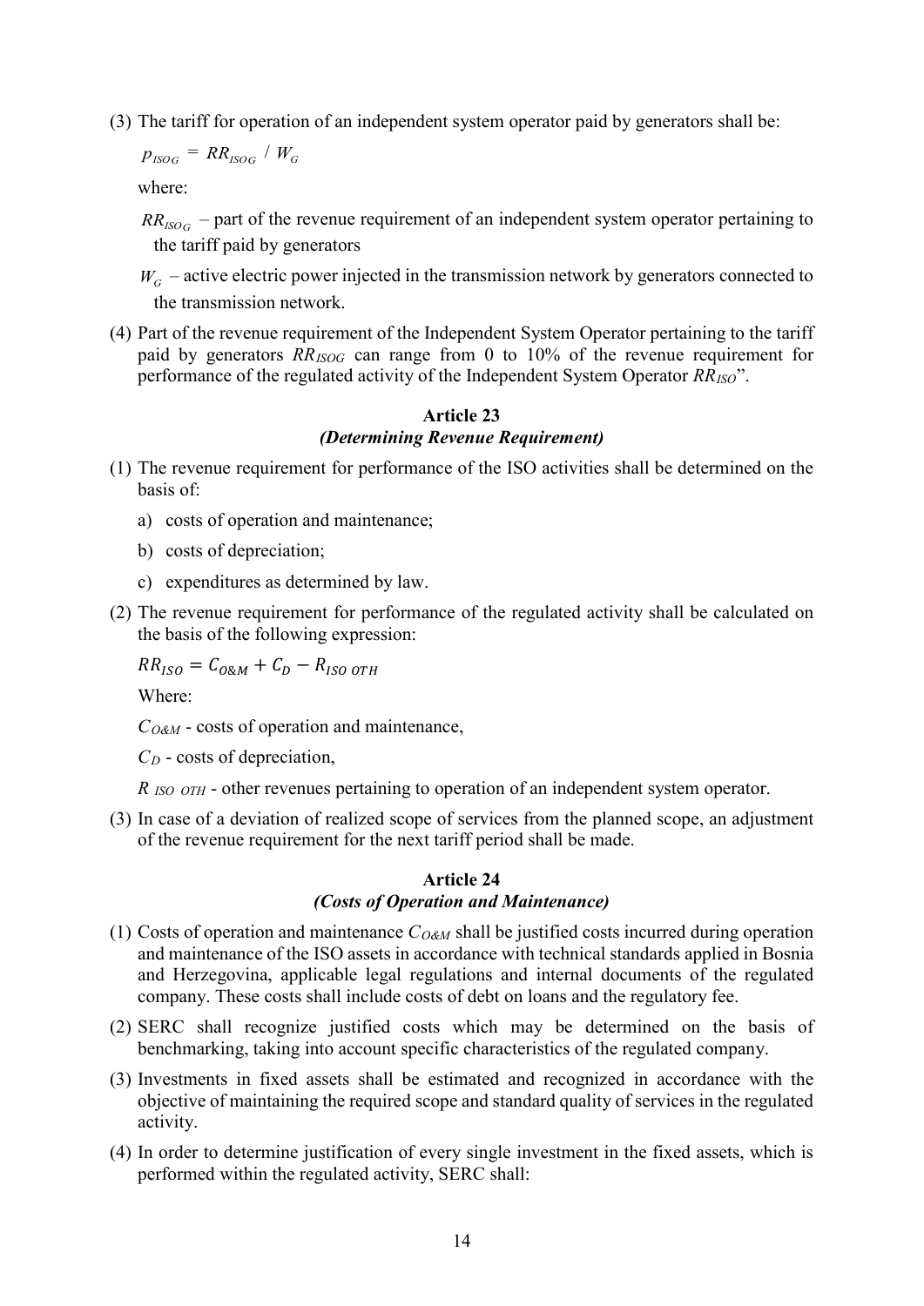(3) The tariff for operation of an independent system operator paid by generators shall be:

$$p_{ISOG} = RR_{ISOG} / W_G$$

where:

$RR_{ISOG}$ – part of the revenue requirement of an independent system operator pertaining to the tariff paid by generators

$W_G$ – active electric power injected in the transmission network by generators connected to the transmission network.

(4) Part of the revenue requirement of the Independent System Operator pertaining to the tariff paid by generators $RR_{ISOG}$ can range from 0 to 10% of the revenue requirement for performance of the regulated activity of the Independent System Operator $RR_{ISO}$".

**Article 23**
***(Determining Revenue Requirement)***

(1) The revenue requirement for performance of the ISO activities shall be determined on the basis of:

a) costs of operation and maintenance;

b) costs of depreciation;

c) expenditures as determined by law.

(2) The revenue requirement for performance of the regulated activity shall be calculated on the basis of the following expression:

$$RR_{ISO} = C_{O\&M} + C_D - R_{ISO\ OTH}$$

Where:

$C_{O\&M}$ - costs of operation and maintenance,

$C_D$ - costs of depreciation,

$R_{ISO\ OTH}$ - other revenues pertaining to operation of an independent system operator.

(3) In case of a deviation of realized scope of services from the planned scope, an adjustment of the revenue requirement for the next tariff period shall be made.

**Article 24**
***(Costs of Operation and Maintenance)***

(1) Costs of operation and maintenance $C_{O\&M}$ shall be justified costs incurred during operation and maintenance of the ISO assets in accordance with technical standards applied in Bosnia and Herzegovina, applicable legal regulations and internal documents of the regulated company. These costs shall include costs of debt on loans and the regulatory fee.

(2) SERC shall recognize justified costs which may be determined on the basis of benchmarking, taking into account specific characteristics of the regulated company.

(3) Investments in fixed assets shall be estimated and recognized in accordance with the objective of maintaining the required scope and standard quality of services in the regulated activity.

(4) In order to determine justification of every single investment in the fixed assets, which is performed within the regulated activity, SERC shall: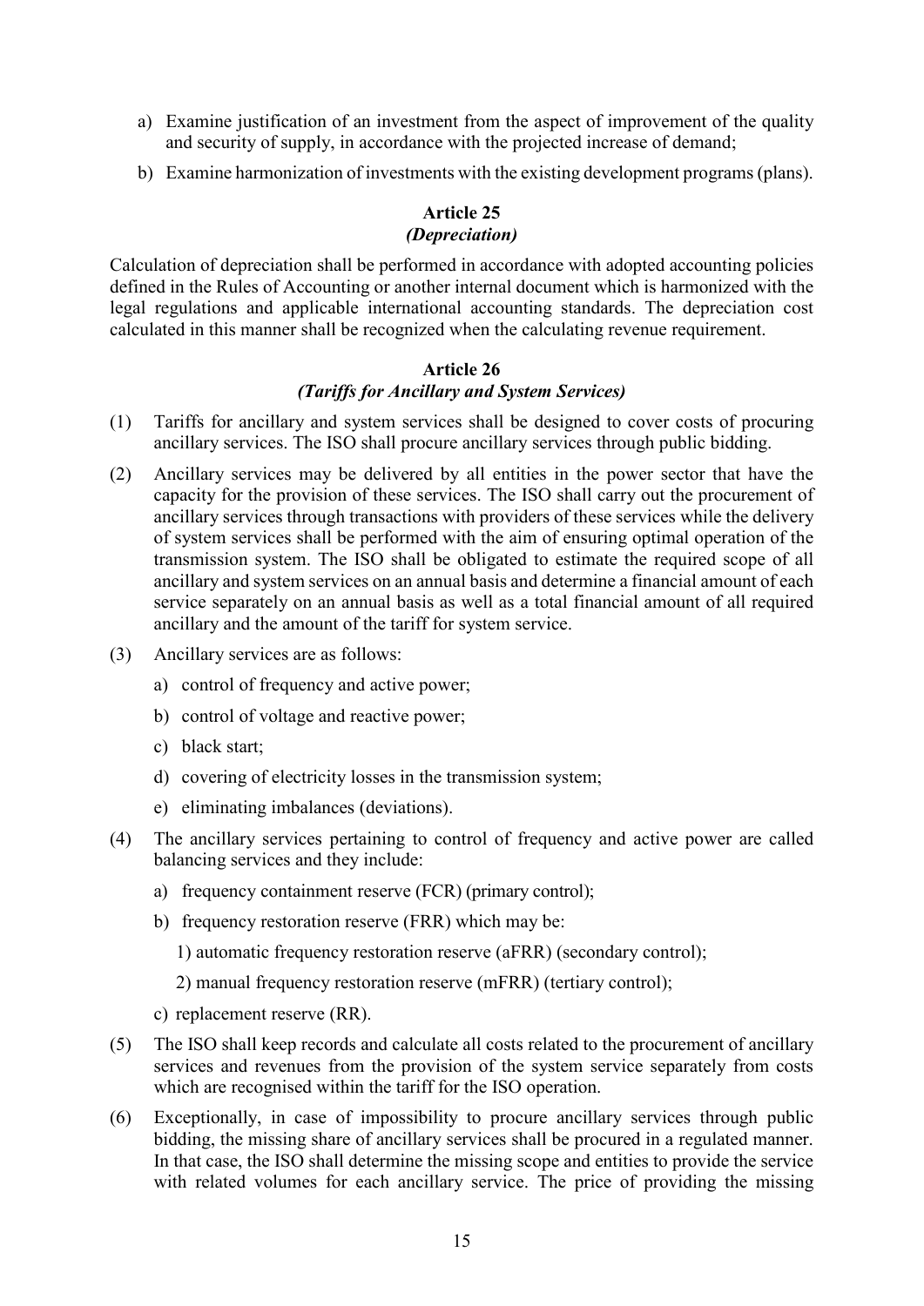a) Examine justification of an investment from the aspect of improvement of the quality and security of supply, in accordance with the projected increase of demand;

b) Examine harmonization of investments with the existing development programs (plans).

**Article 25**
***(Depreciation)***

Calculation of depreciation shall be performed in accordance with adopted accounting policies defined in the Rules of Accounting or another internal document which is harmonized with the legal regulations and applicable international accounting standards. The depreciation cost calculated in this manner shall be recognized when the calculating revenue requirement.

**Article 26**
***(Tariffs for Ancillary and System Services)***

(1) Tariffs for ancillary and system services shall be designed to cover costs of procuring ancillary services. The ISO shall procure ancillary services through public bidding.

(2) Ancillary services may be delivered by all entities in the power sector that have the capacity for the provision of these services. The ISO shall carry out the procurement of ancillary services through transactions with providers of these services while the delivery of system services shall be performed with the aim of ensuring optimal operation of the transmission system. The ISO shall be obligated to estimate the required scope of all ancillary and system services on an annual basis and determine a financial amount of each service separately on an annual basis as well as a total financial amount of all required ancillary and the amount of the tariff for system service.

(3) Ancillary services are as follows:

a) control of frequency and active power;

b) control of voltage and reactive power;

c) black start;

d) covering of electricity losses in the transmission system;

e) eliminating imbalances (deviations).

(4) The ancillary services pertaining to control of frequency and active power are called balancing services and they include:

a) frequency containment reserve (FCR) (primary control);

b) frequency restoration reserve (FRR) which may be:

1) automatic frequency restoration reserve (aFRR) (secondary control);

2) manual frequency restoration reserve (mFRR) (tertiary control);

c) replacement reserve (RR).

(5) The ISO shall keep records and calculate all costs related to the procurement of ancillary services and revenues from the provision of the system service separately from costs which are recognised within the tariff for the ISO operation.

(6) Exceptionally, in case of impossibility to procure ancillary services through public bidding, the missing share of ancillary services shall be procured in a regulated manner. In that case, the ISO shall determine the missing scope and entities to provide the service with related volumes for each ancillary service. The price of providing the missing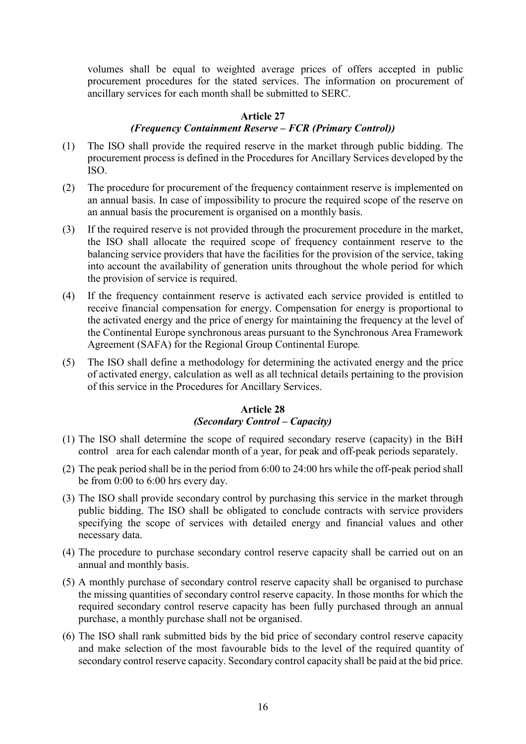volumes shall be equal to weighted average prices of offers accepted in public procurement procedures for the stated services. The information on procurement of ancillary services for each month shall be submitted to SERC.

### Article 27
### *(Frequency Containment Reserve – FCR (Primary Control))*

(1) The ISO shall provide the required reserve in the market through public bidding. The procurement process is defined in the Procedures for Ancillary Services developed by the ISO.

(2) The procedure for procurement of the frequency containment reserve is implemented on an annual basis. In case of impossibility to procure the required scope of the reserve on an annual basis the procurement is organised on a monthly basis.

(3) If the required reserve is not provided through the procurement procedure in the market, the ISO shall allocate the required scope of frequency containment reserve to the balancing service providers that have the facilities for the provision of the service, taking into account the availability of generation units throughout the whole period for which the provision of service is required.

(4) If the frequency containment reserve is activated each service provided is entitled to receive financial compensation for energy. Compensation for energy is proportional to the activated energy and the price of energy for maintaining the frequency at the level of the Continental Europe synchronous areas pursuant to the Synchronous Area Framework Agreement (SAFA) for the Regional Group Continental Europe*.*

(5) The ISO shall define a methodology for determining the activated energy and the price of activated energy, calculation as well as all technical details pertaining to the provision of this service in the Procedures for Ancillary Services.

### Article 28
### *(Secondary Control – Capacity)*

(1) The ISO shall determine the scope of required secondary reserve (capacity) in the BiH control area for each calendar month of a year, for peak and off-peak periods separately.

(2) The peak period shall be in the period from 6:00 to 24:00 hrs while the off-peak period shall be from 0:00 to 6:00 hrs every day.

(3) The ISO shall provide secondary control by purchasing this service in the market through public bidding. The ISO shall be obligated to conclude contracts with service providers specifying the scope of services with detailed energy and financial values and other necessary data.

(4) The procedure to purchase secondary control reserve capacity shall be carried out on an annual and monthly basis.

(5) A monthly purchase of secondary control reserve capacity shall be organised to purchase the missing quantities of secondary control reserve capacity. In those months for which the required secondary control reserve capacity has been fully purchased through an annual purchase, a monthly purchase shall not be organised.

(6) The ISO shall rank submitted bids by the bid price of secondary control reserve capacity and make selection of the most favourable bids to the level of the required quantity of secondary control reserve capacity. Secondary control capacity shall be paid at the bid price.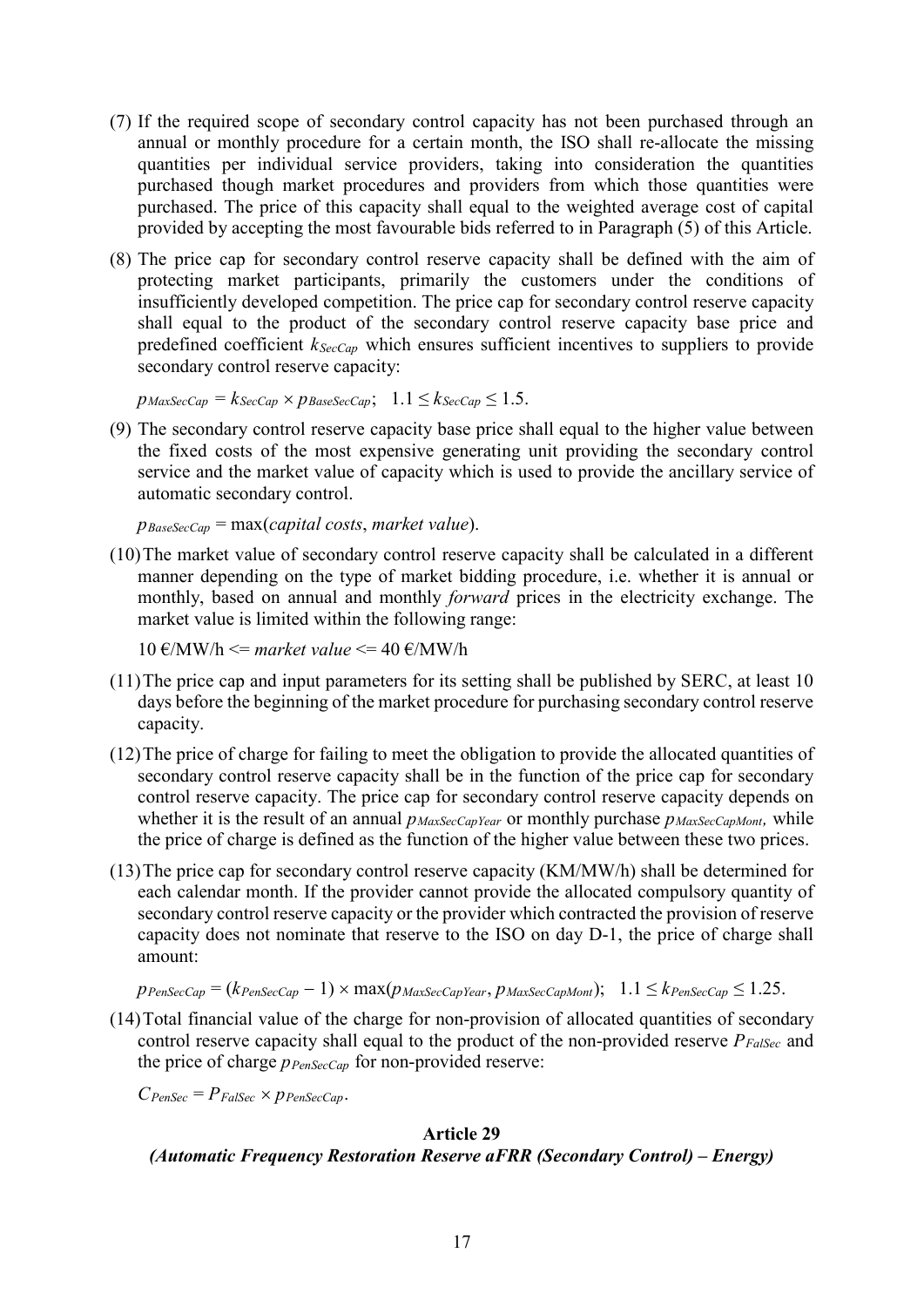(7) If the required scope of secondary control capacity has not been purchased through an annual or monthly procedure for a certain month, the ISO shall re-allocate the missing quantities per individual service providers, taking into consideration the quantities purchased though market procedures and providers from which those quantities were purchased. The price of this capacity shall equal to the weighted average cost of capital provided by accepting the most favourable bids referred to in Paragraph (5) of this Article.

(8) The price cap for secondary control reserve capacity shall be defined with the aim of protecting market participants, primarily the customers under the conditions of insufficiently developed competition. The price cap for secondary control reserve capacity shall equal to the product of the secondary control reserve capacity base price and predefined coefficient $k_{SecCap}$ which ensures sufficient incentives to suppliers to provide secondary control reserve capacity:

$$p_{MaxSecCap} = k_{SecCap} \times p_{BaseSecCap}; \quad 1.1 \leq k_{SecCap} \leq 1.5.$$

(9) The secondary control reserve capacity base price shall equal to the higher value between the fixed costs of the most expensive generating unit providing the secondary control service and the market value of capacity which is used to provide the ancillary service of automatic secondary control.

$$p_{BaseSecCap} = \max(\textit{capital costs}, \textit{market value}).$$

(10) The market value of secondary control reserve capacity shall be calculated in a different manner depending on the type of market bidding procedure, i.e. whether it is annual or monthly, based on annual and monthly *forward* prices in the electricity exchange. The market value is limited within the following range:

10 €/MW/h <= *market value* <= 40 €/MW/h

(11) The price cap and input parameters for its setting shall be published by SERC, at least 10 days before the beginning of the market procedure for purchasing secondary control reserve capacity.

(12) The price of charge for failing to meet the obligation to provide the allocated quantities of secondary control reserve capacity shall be in the function of the price cap for secondary control reserve capacity. The price cap for secondary control reserve capacity depends on whether it is the result of an annual $p_{MaxSecCapYear}$ or monthly purchase $p_{MaxSecCapMont}$, while the price of charge is defined as the function of the higher value between these two prices.

(13) The price cap for secondary control reserve capacity (KM/MW/h) shall be determined for each calendar month. If the provider cannot provide the allocated compulsory quantity of secondary control reserve capacity or the provider which contracted the provision of reserve capacity does not nominate that reserve to the ISO on day D-1, the price of charge shall amount:

$$p_{PenSecCap} = (k_{PenSecCap} - 1) \times \max(p_{MaxSecCapYear}, p_{MaxSecCapMont}); \quad 1.1 \leq k_{PenSecCap} \leq 1.25.$$

(14) Total financial value of the charge for non-provision of allocated quantities of secondary control reserve capacity shall equal to the product of the non-provided reserve $P_{FalSec}$ and the price of charge $p_{PenSecCap}$ for non-provided reserve:

$$C_{PenSec} = P_{FalSec} \times p_{PenSecCap}.$$

## Article 29

### *(Automatic Frequency Restoration Reserve aFRR (Secondary Control) – Energy)*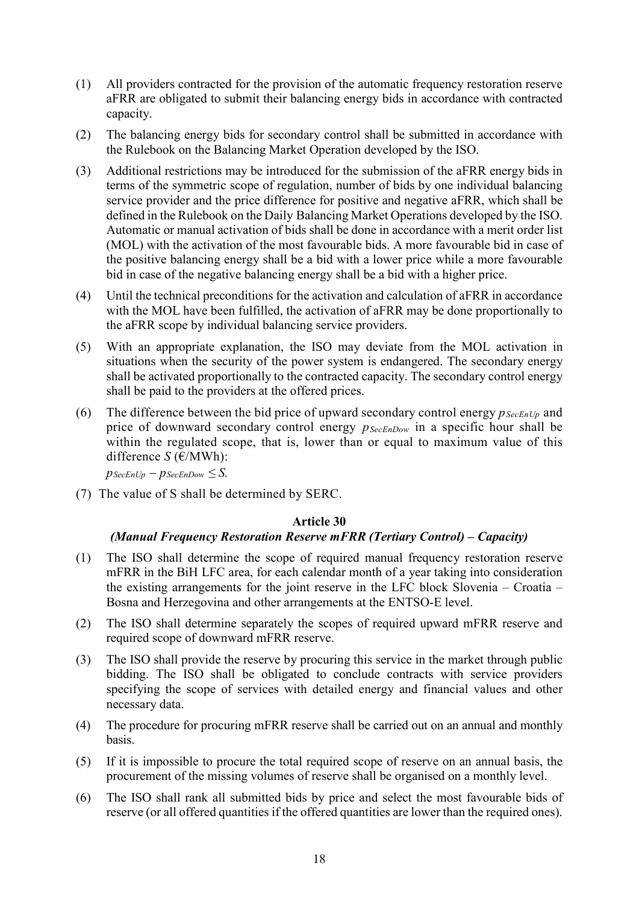(1) All providers contracted for the provision of the automatic frequency restoration reserve aFRR are obligated to submit their balancing energy bids in accordance with contracted capacity.

(2) The balancing energy bids for secondary control shall be submitted in accordance with the Rulebook on the Balancing Market Operation developed by the ISO.

(3) Additional restrictions may be introduced for the submission of the aFRR energy bids in terms of the symmetric scope of regulation, number of bids by one individual balancing service provider and the price difference for positive and negative aFRR, which shall be defined in the Rulebook on the Daily Balancing Market Operations developed by the ISO. Automatic or manual activation of bids shall be done in accordance with a merit order list (MOL) with the activation of the most favourable bids. A more favourable bid in case of the positive balancing energy shall be a bid with a lower price while a more favourable bid in case of the negative balancing energy shall be a bid with a higher price.

(4) Until the technical preconditions for the activation and calculation of aFRR in accordance with the MOL have been fulfilled, the activation of aFRR may be done proportionally to the aFRR scope by individual balancing service providers.

(5) With an appropriate explanation, the ISO may deviate from the MOL activation in situations when the security of the power system is endangered. The secondary energy shall be activated proportionally to the contracted capacity. The secondary control energy shall be paid to the providers at the offered prices.

(6) The difference between the bid price of upward secondary control energy $p_{SecEnUp}$ and price of downward secondary control energy $p_{SecEnDow}$ in a specific hour shall be within the regulated scope, that is, lower than or equal to maximum value of this difference $S$ (€/MWh):

$$p_{SecEnUp} - p_{SecEnDow} \leq S.$$

(7) The value of S shall be determined by SERC.

### Article 30

#### *(Manual Frequency Restoration Reserve mFRR (Tertiary Control) – Capacity)*

(1) The ISO shall determine the scope of required manual frequency restoration reserve mFRR in the BiH LFC area, for each calendar month of a year taking into consideration the existing arrangements for the joint reserve in the LFC block Slovenia – Croatia – Bosna and Herzegovina and other arrangements at the ENTSO-E level.

(2) The ISO shall determine separately the scopes of required upward mFRR reserve and required scope of downward mFRR reserve.

(3) The ISO shall provide the reserve by procuring this service in the market through public bidding. The ISO shall be obligated to conclude contracts with service providers specifying the scope of services with detailed energy and financial values and other necessary data.

(4) The procedure for procuring mFRR reserve shall be carried out on an annual and monthly basis.

(5) If it is impossible to procure the total required scope of reserve on an annual basis, the procurement of the missing volumes of reserve shall be organised on a monthly level.

(6) The ISO shall rank all submitted bids by price and select the most favourable bids of reserve (or all offered quantities if the offered quantities are lower than the required ones).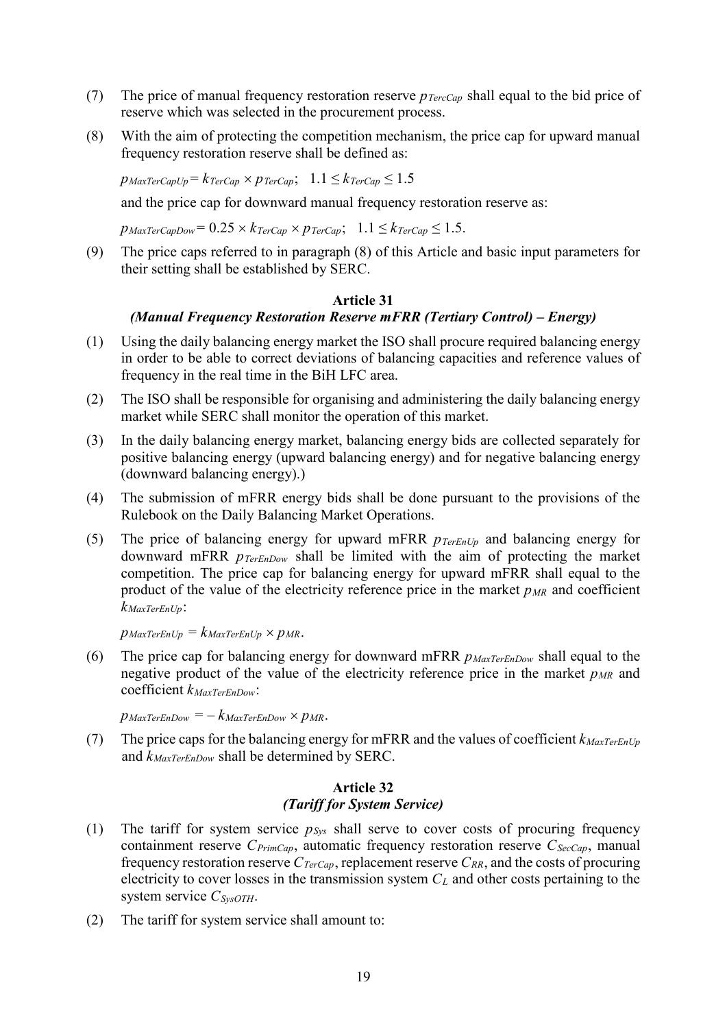(7) The price of manual frequency restoration reserve $p_{TercCap}$ shall equal to the bid price of reserve which was selected in the procurement process.

(8) With the aim of protecting the competition mechanism, the price cap for upward manual frequency restoration reserve shall be defined as:

$p_{MaxTerCapUp} = k_{TerCap} \times p_{TerCap}; \quad 1.1 \leq k_{TerCap} \leq 1.5$

and the price cap for downward manual frequency restoration reserve as:

$p_{MaxTerCapDow} = 0.25 \times k_{TerCap} \times p_{TerCap}; \quad 1.1 \leq k_{TerCap} \leq 1.5.$

(9) The price caps referred to in paragraph (8) of this Article and basic input parameters for their setting shall be established by SERC.

### Article 31
### *(Manual Frequency Restoration Reserve mFRR (Tertiary Control) – Energy)*

(1) Using the daily balancing energy market the ISO shall procure required balancing energy in order to be able to correct deviations of balancing capacities and reference values of frequency in the real time in the BiH LFC area.

(2) The ISO shall be responsible for organising and administering the daily balancing energy market while SERC shall monitor the operation of this market.

(3) In the daily balancing energy market, balancing energy bids are collected separately for positive balancing energy (upward balancing energy) and for negative balancing energy (downward balancing energy).)

(4) The submission of mFRR energy bids shall be done pursuant to the provisions of the Rulebook on the Daily Balancing Market Operations.

(5) The price of balancing energy for upward mFRR $p_{TerEnUp}$ and balancing energy for downward mFRR $p_{TerEnDow}$ shall be limited with the aim of protecting the market competition. The price cap for balancing energy for upward mFRR shall equal to the product of the value of the electricity reference price in the market $p_{MR}$ and coefficient $k_{MaxTerEnUp}$:

$p_{MaxTerEnUp} = k_{MaxTerEnUp} \times p_{MR}.$

(6) The price cap for balancing energy for downward mFRR $p_{MaxTerEnDow}$ shall equal to the negative product of the value of the electricity reference price in the market $p_{MR}$ and coefficient $k_{MaxTerEnDow}$:

$p_{MaxTerEnDow} = -k_{MaxTerEnDow} \times p_{MR}.$

(7) The price caps for the balancing energy for mFRR and the values of coefficient $k_{MaxTerEnUp}$ and $k_{MaxTerEnDow}$ shall be determined by SERC.

### Article 32
### *(Tariff for System Service)*

(1) The tariff for system service $p_{Sys}$ shall serve to cover costs of procuring frequency containment reserve $C_{PrimCap}$, automatic frequency restoration reserve $C_{SecCap}$, manual frequency restoration reserve $C_{TerCap}$, replacement reserve $C_{RR}$, and the costs of procuring electricity to cover losses in the transmission system $C_L$ and other costs pertaining to the system service $C_{SysOTH}$.

(2) The tariff for system service shall amount to: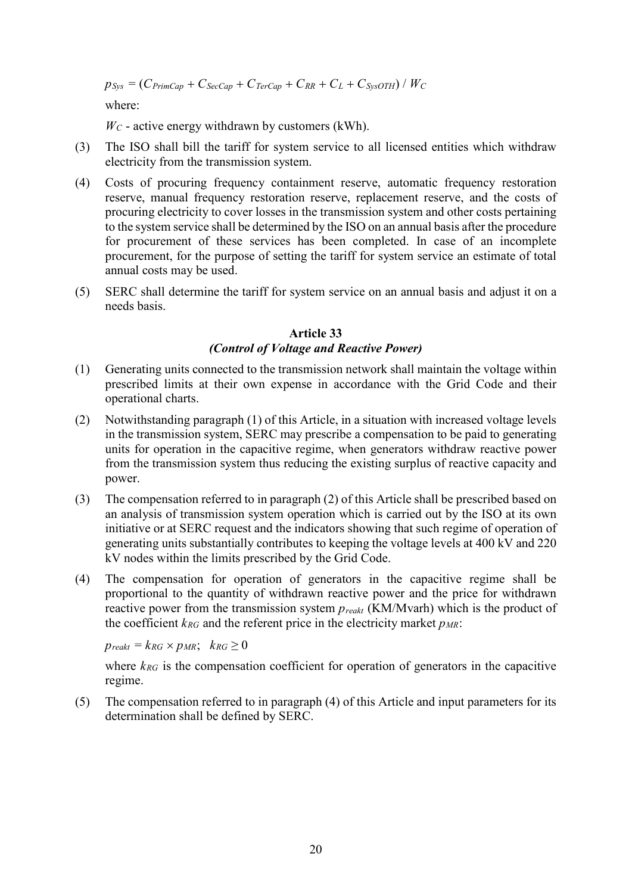$$p_{Sys} = (C_{PrimCap} + C_{SecCap} + C_{TerCap} + C_{RR} + C_L + C_{SysOTH}) / W_C$$

where:

$W_C$ - active energy withdrawn by customers (kWh).

(3) The ISO shall bill the tariff for system service to all licensed entities which withdraw electricity from the transmission system.

(4) Costs of procuring frequency containment reserve, automatic frequency restoration reserve, manual frequency restoration reserve, replacement reserve, and the costs of procuring electricity to cover losses in the transmission system and other costs pertaining to the system service shall be determined by the ISO on an annual basis after the procedure for procurement of these services has been completed. In case of an incomplete procurement, for the purpose of setting the tariff for system service an estimate of total annual costs may be used.

(5) SERC shall determine the tariff for system service on an annual basis and adjust it on a needs basis.

### Article 33
### *(Control of Voltage and Reactive Power)*

(1) Generating units connected to the transmission network shall maintain the voltage within prescribed limits at their own expense in accordance with the Grid Code and their operational charts.

(2) Notwithstanding paragraph (1) of this Article, in a situation with increased voltage levels in the transmission system, SERC may prescribe a compensation to be paid to generating units for operation in the capacitive regime, when generators withdraw reactive power from the transmission system thus reducing the existing surplus of reactive capacity and power.

(3) The compensation referred to in paragraph (2) of this Article shall be prescribed based on an analysis of transmission system operation which is carried out by the ISO at its own initiative or at SERC request and the indicators showing that such regime of operation of generating units substantially contributes to keeping the voltage levels at 400 kV and 220 kV nodes within the limits prescribed by the Grid Code.

(4) The compensation for operation of generators in the capacitive regime shall be proportional to the quantity of withdrawn reactive power and the price for withdrawn reactive power from the transmission system $p_{reakt}$ (KM/Mvarh) which is the product of the coefficient $k_{RG}$ and the referent price in the electricity market $p_{MR}$:

$$p_{reakt} = k_{RG} \times p_{MR}; \quad k_{RG} \geq 0$$

where $k_{RG}$ is the compensation coefficient for operation of generators in the capacitive regime.

(5) The compensation referred to in paragraph (4) of this Article and input parameters for its determination shall be defined by SERC.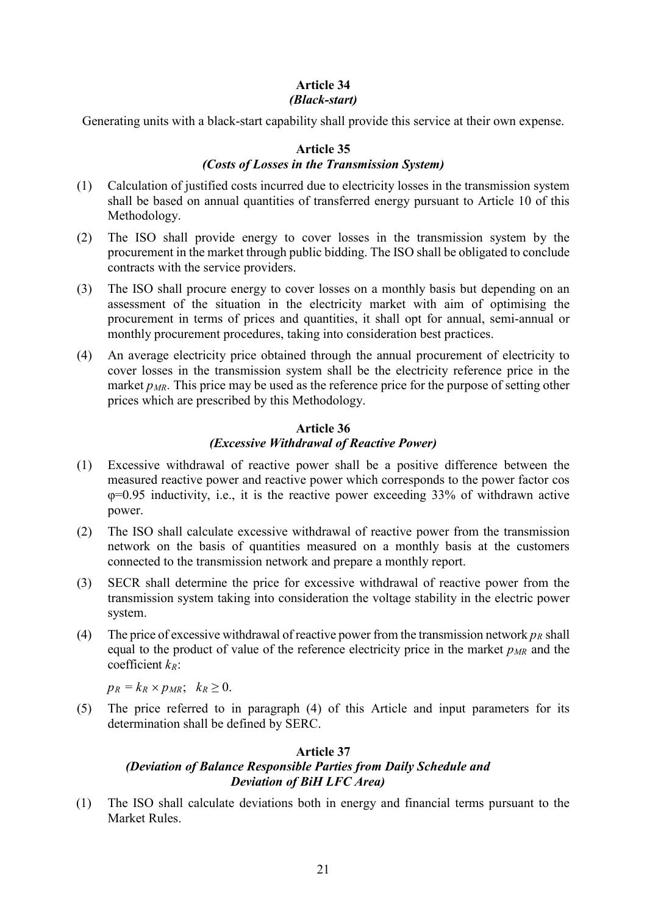### Article 34
#### *(Black-start)*

Generating units with a black-start capability shall provide this service at their own expense.

### Article 35
#### *(Costs of Losses in the Transmission System)*

(1) Calculation of justified costs incurred due to electricity losses in the transmission system shall be based on annual quantities of transferred energy pursuant to Article 10 of this Methodology.

(2) The ISO shall provide energy to cover losses in the transmission system by the procurement in the market through public bidding. The ISO shall be obligated to conclude contracts with the service providers.

(3) The ISO shall procure energy to cover losses on a monthly basis but depending on an assessment of the situation in the electricity market with aim of optimising the procurement in terms of prices and quantities, it shall opt for annual, semi-annual or monthly procurement procedures, taking into consideration best practices.

(4) An average electricity price obtained through the annual procurement of electricity to cover losses in the transmission system shall be the electricity reference price in the market $p_{MR}$. This price may be used as the reference price for the purpose of setting other prices which are prescribed by this Methodology.

### Article 36
#### *(Excessive Withdrawal of Reactive Power)*

(1) Excessive withdrawal of reactive power shall be a positive difference between the measured reactive power and reactive power which corresponds to the power factor cos φ=0.95 inductivity, i.e., it is the reactive power exceeding 33% of withdrawn active power.

(2) The ISO shall calculate excessive withdrawal of reactive power from the transmission network on the basis of quantities measured on a monthly basis at the customers connected to the transmission network and prepare a monthly report.

(3) SECR shall determine the price for excessive withdrawal of reactive power from the transmission system taking into consideration the voltage stability in the electric power system.

(4) The price of excessive withdrawal of reactive power from the transmission network $p_R$ shall equal to the product of value of the reference electricity price in the market $p_{MR}$ and the coefficient $k_R$:

$p_R = k_R \times p_{MR}; \quad k_R \geq 0.$

(5) The price referred to in paragraph (4) of this Article and input parameters for its determination shall be defined by SERC.

### Article 37
#### *(Deviation of Balance Responsible Parties from Daily Schedule and Deviation of BiH LFC Area)*

(1) The ISO shall calculate deviations both in energy and financial terms pursuant to the Market Rules.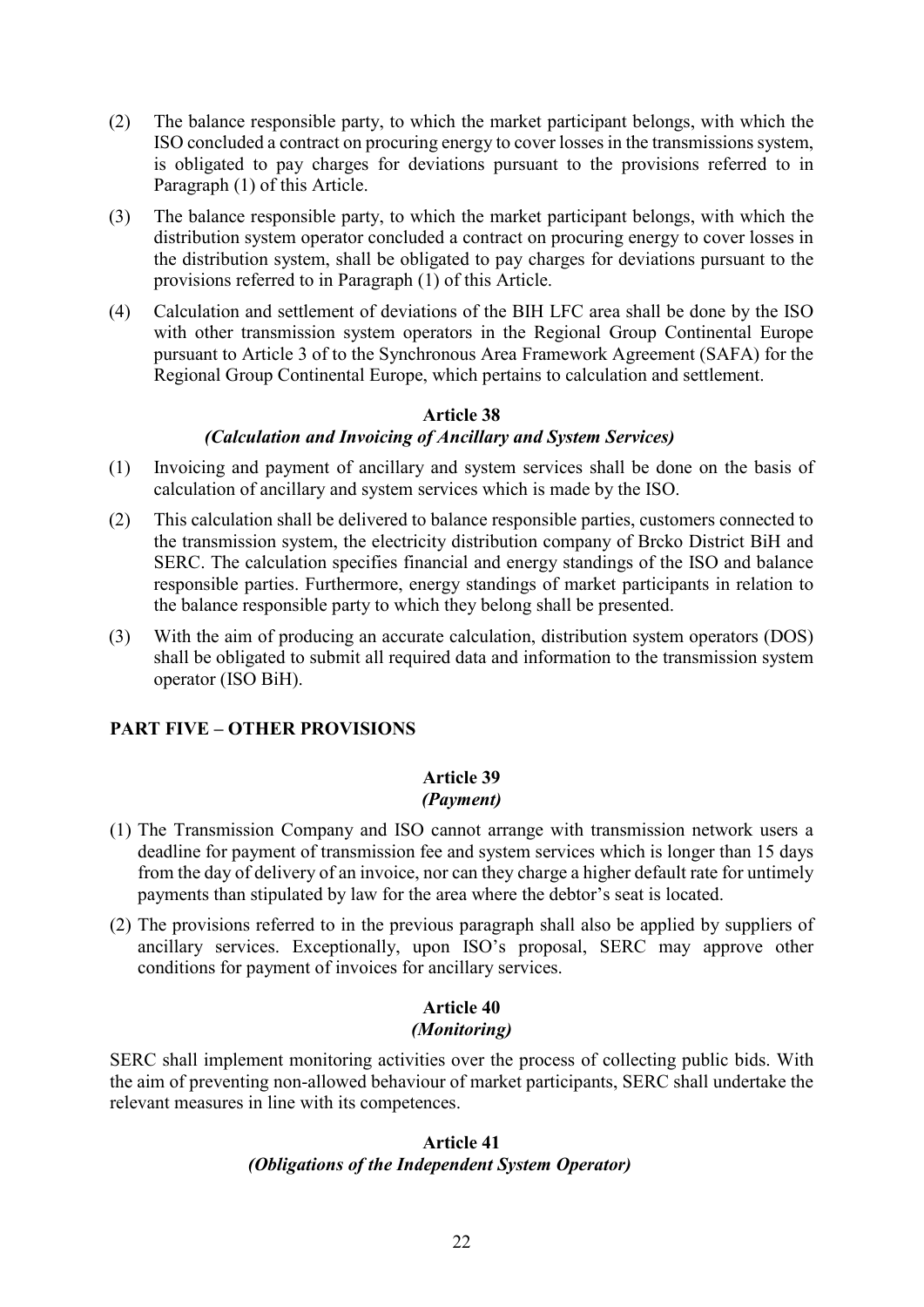(2) The balance responsible party, to which the market participant belongs, with which the ISO concluded a contract on procuring energy to cover losses in the transmissions system, is obligated to pay charges for deviations pursuant to the provisions referred to in Paragraph (1) of this Article.

(3) The balance responsible party, to which the market participant belongs, with which the distribution system operator concluded a contract on procuring energy to cover losses in the distribution system, shall be obligated to pay charges for deviations pursuant to the provisions referred to in Paragraph (1) of this Article.

(4) Calculation and settlement of deviations of the BIH LFC area shall be done by the ISO with other transmission system operators in the Regional Group Continental Europe pursuant to Article 3 of to the Synchronous Area Framework Agreement (SAFA) for the Regional Group Continental Europe, which pertains to calculation and settlement.

### Article 38
#### *(Calculation and Invoicing of Ancillary and System Services)*

(1) Invoicing and payment of ancillary and system services shall be done on the basis of calculation of ancillary and system services which is made by the ISO.

(2) This calculation shall be delivered to balance responsible parties, customers connected to the transmission system, the electricity distribution company of Brcko District BiH and SERC. The calculation specifies financial and energy standings of the ISO and balance responsible parties. Furthermore, energy standings of market participants in relation to the balance responsible party to which they belong shall be presented.

(3) With the aim of producing an accurate calculation, distribution system operators (DOS) shall be obligated to submit all required data and information to the transmission system operator (ISO BiH).

## PART FIVE – OTHER PROVISIONS

### Article 39
#### *(Payment)*

(1) The Transmission Company and ISO cannot arrange with transmission network users a deadline for payment of transmission fee and system services which is longer than 15 days from the day of delivery of an invoice, nor can they charge a higher default rate for untimely payments than stipulated by law for the area where the debtor's seat is located.

(2) The provisions referred to in the previous paragraph shall also be applied by suppliers of ancillary services. Exceptionally, upon ISO's proposal, SERC may approve other conditions for payment of invoices for ancillary services.

### Article 40
#### *(Monitoring)*

SERC shall implement monitoring activities over the process of collecting public bids. With the aim of preventing non-allowed behaviour of market participants, SERC shall undertake the relevant measures in line with its competences.

### Article 41
#### *(Obligations of the Independent System Operator)*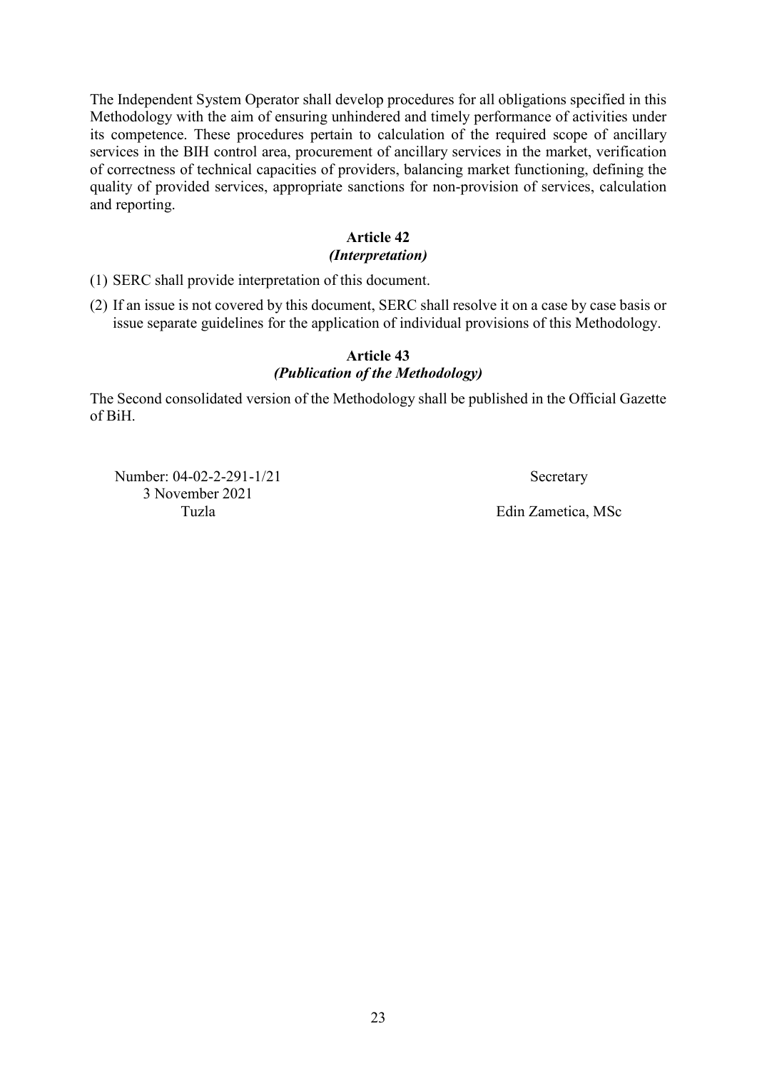The Independent System Operator shall develop procedures for all obligations specified in this Methodology with the aim of ensuring unhindered and timely performance of activities under its competence. These procedures pertain to calculation of the required scope of ancillary services in the BIH control area, procurement of ancillary services in the market, verification of correctness of technical capacities of providers, balancing market functioning, defining the quality of provided services, appropriate sanctions for non-provision of services, calculation and reporting.

**Article 42**
***(Interpretation)***

(1) SERC shall provide interpretation of this document.

(2) If an issue is not covered by this document, SERC shall resolve it on a case by case basis or issue separate guidelines for the application of individual provisions of this Methodology.

**Article 43**
***(Publication of the Methodology)***

The Second consolidated version of the Methodology shall be published in the Official Gazette of BiH.

Number: 04-02-2-291-1/21
3 November 2021
Tuzla

Secretary

Edin Zametica, MSc